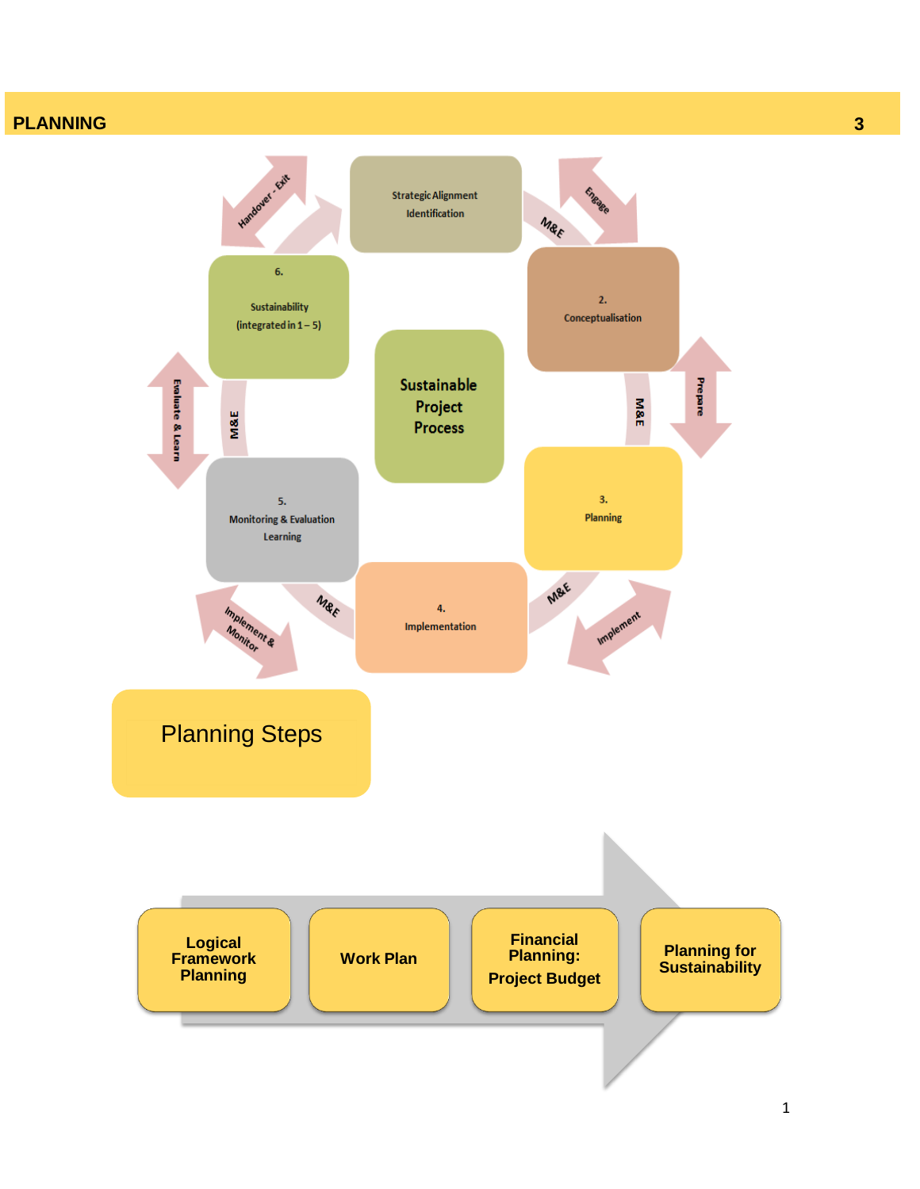# PLANNING

Strategic Alignment Identification

2. Conceptualisation

3. Planning

4. Implementation

5. Monitoring & Evaluation Learning

6. Sustainability (integrated in 1 – 5)

Sustainable Project Process

Engage

M&E

Prepare

Implement

Implement & Monitor

Evaluate & Learn

Handover - Exit

## Planning Steps

Logical Framework Planning → Work Plan → Financial Planning: Project Budget → Planning for Sustainability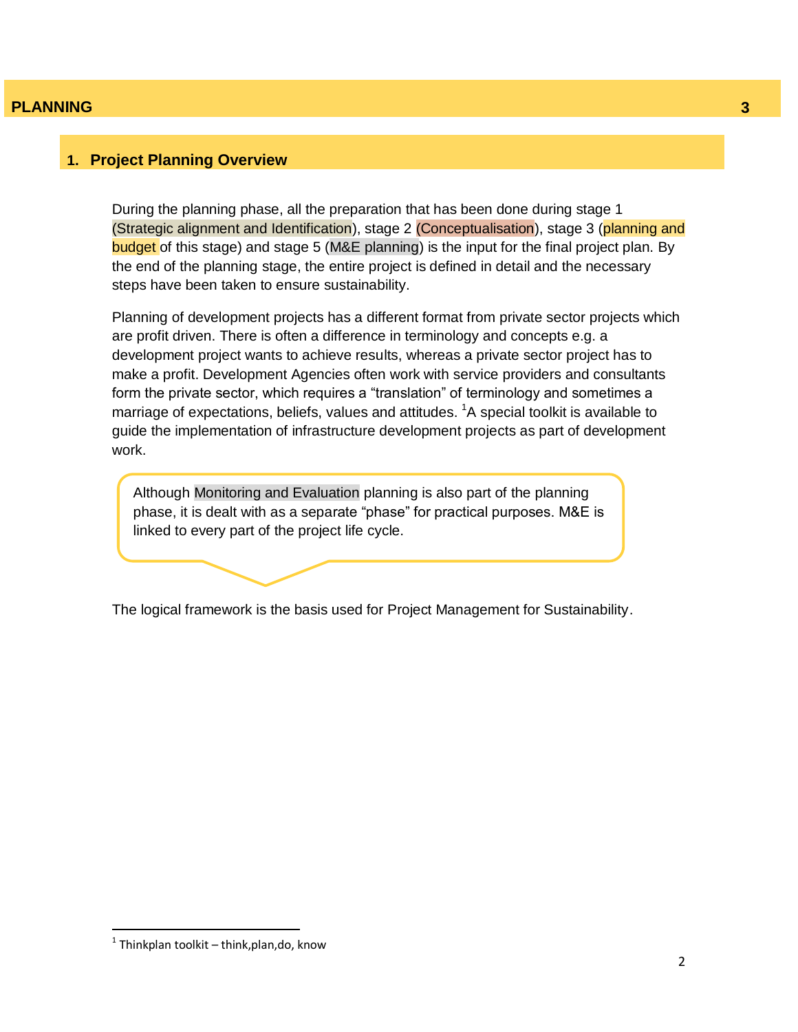# PLANNING

## 1. Project Planning Overview

During the planning phase, all the preparation that has been done during stage 1 (Strategic alignment and Identification), stage 2 (Conceptualisation), stage 3 (planning and budget of this stage) and stage 5 (M&E planning) is the input for the final project plan. By the end of the planning stage, the entire project is defined in detail and the necessary steps have been taken to ensure sustainability.

Planning of development projects has a different format from private sector projects which are profit driven. There is often a difference in terminology and concepts e.g. a development project wants to achieve results, whereas a private sector project has to make a profit. Development Agencies often work with service providers and consultants form the private sector, which requires a "translation" of terminology and sometimes a marriage of expectations, beliefs, values and attitudes. [1]A special toolkit is available to guide the implementation of infrastructure development projects as part of development work.

> Although Monitoring and Evaluation planning is also part of the planning phase, it is dealt with as a separate "phase" for practical purposes. M&E is linked to every part of the project life cycle.

The logical framework is the basis used for Project Management for Sustainability.

---

[1] Thinkplan toolkit – think,plan,do, know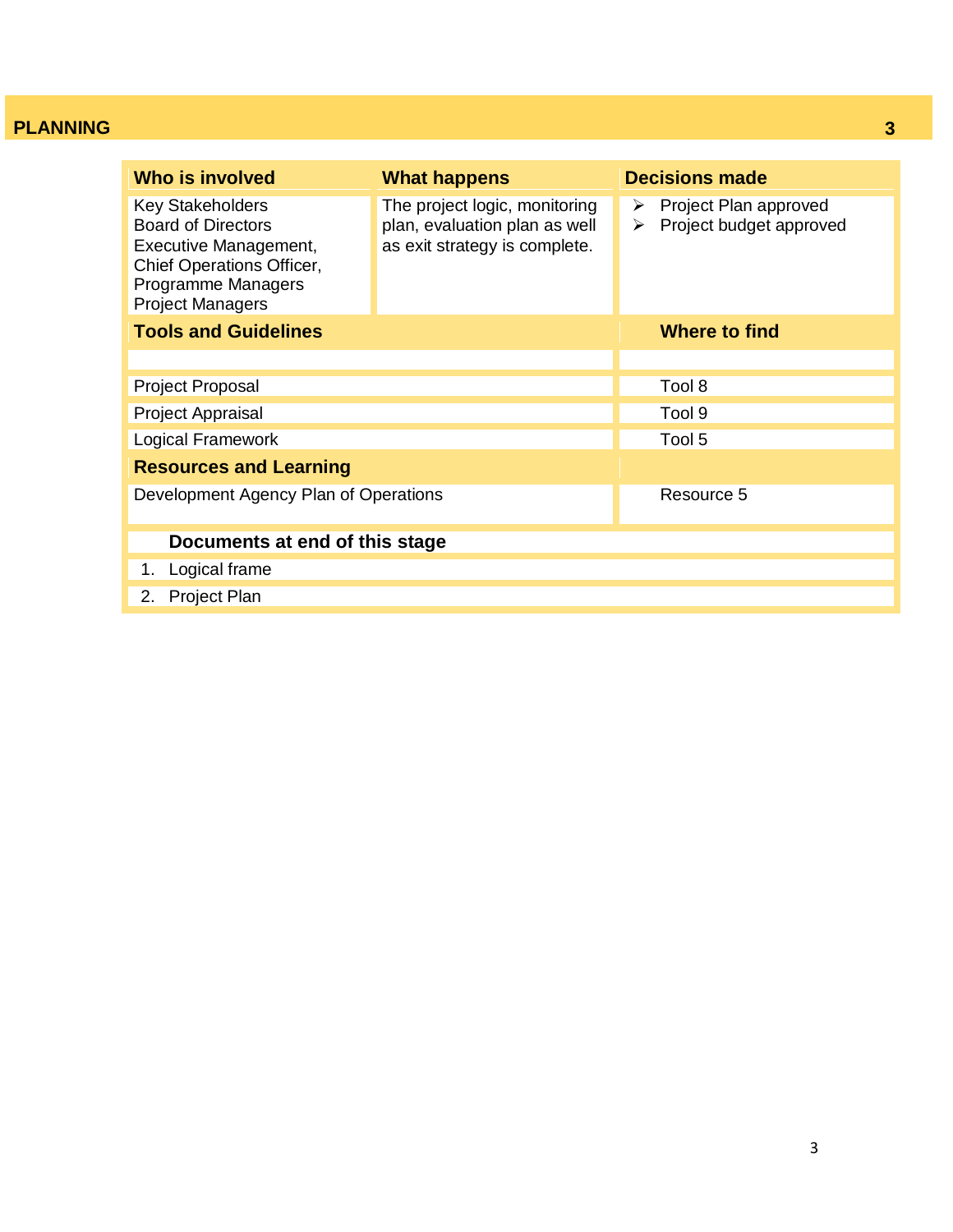## PLANNING

| Who is involved | What happens | Decisions made |
| --- | --- | --- |
| Key Stakeholders<br>Board of Directors<br>Executive Management,<br>Chief Operations Officer,<br>Programme Managers<br>Project Managers | The project logic, monitoring plan, evaluation plan as well as exit strategy is complete. | ➢ Project Plan approved<br>➢ Project budget approved |

| Tools and Guidelines | Where to find |
| --- | --- |
| | |
| Project Proposal | Tool 8 |
| Project Appraisal | Tool 9 |
| Logical Framework | Tool 5 |
| **Resources and Learning** | |
| Development Agency Plan of Operations | Resource 5 |

**Documents at end of this stage**

1. Logical frame
2. Project Plan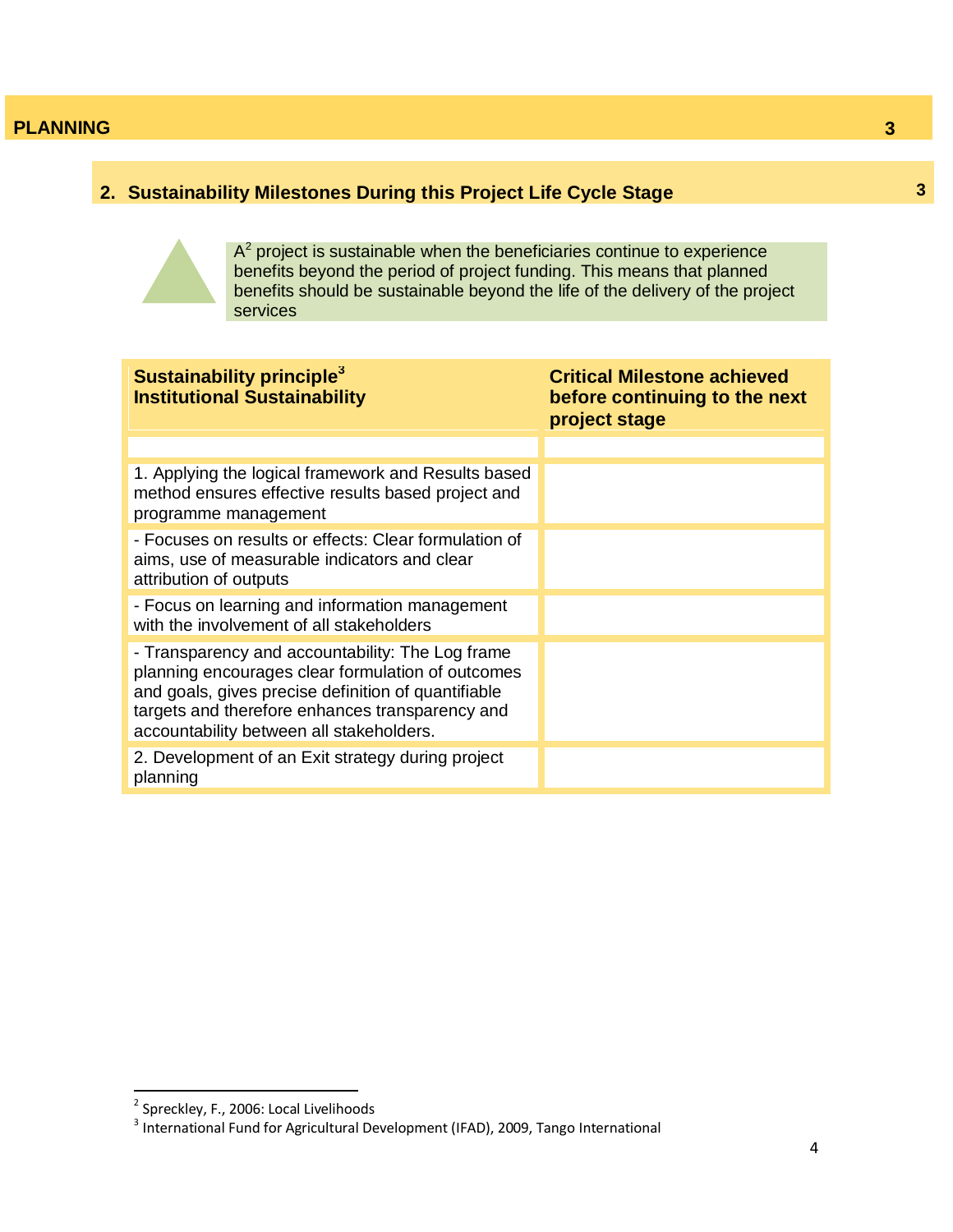## PLANNING

### 2. Sustainability Milestones During this Project Life Cycle Stage

A[2] project is sustainable when the beneficiaries continue to experience benefits beyond the period of project funding. This means that planned benefits should be sustainable beyond the life of the delivery of the project services

| **Sustainability principle[3]**<br>**Institutional Sustainability** | **Critical Milestone achieved before continuing to the next project stage** |
|---|---|
| | |
| 1. Applying the logical framework and Results based method ensures effective results based project and programme management | |
| - Focuses on results or effects: Clear formulation of aims, use of measurable indicators and clear attribution of outputs | |
| - Focus on learning and information management with the involvement of all stakeholders | |
| - Transparency and accountability: The Log frame planning encourages clear formulation of outcomes and goals, gives precise definition of quantifiable targets and therefore enhances transparency and accountability between all stakeholders. | |
| 2. Development of an Exit strategy during project planning | |

[2] Spreckley, F., 2006: Local Livelihoods

[3] International Fund for Agricultural Development (IFAD), 2009, Tango International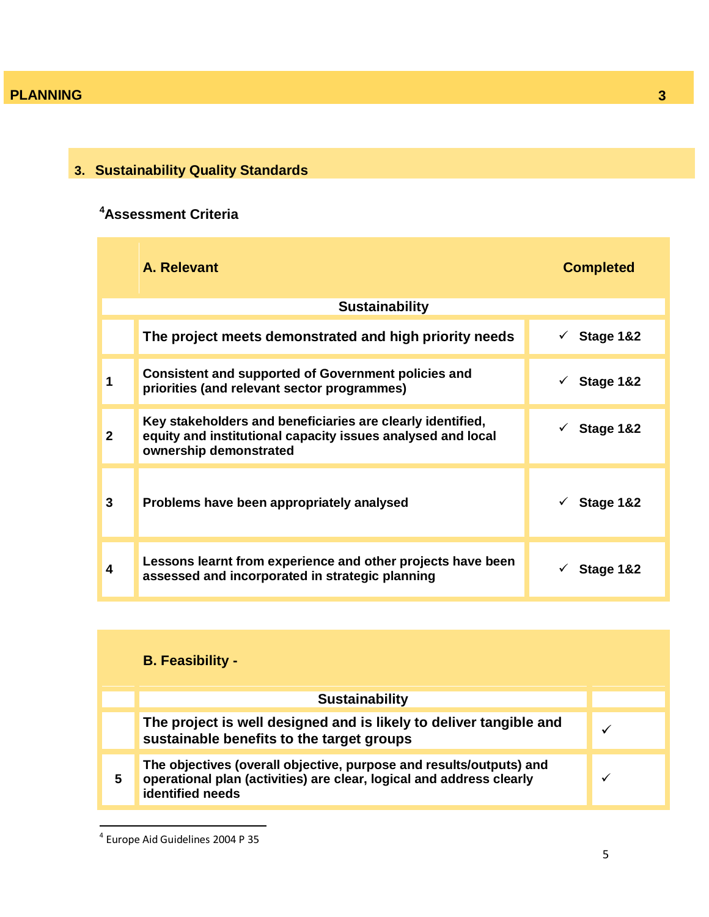## 3. Sustainability Quality Standards

### [4]Assessment Criteria

| | A. Relevant | Completed |
|---|---|---|
| | **Sustainability** | |
| | **The project meets demonstrated and high priority needs** | ✓ Stage 1&2 |
| 1 | Consistent and supported of Government policies and priorities (and relevant sector programmes) | ✓ Stage 1&2 |
| 2 | Key stakeholders and beneficiaries are clearly identified, equity and institutional capacity issues analysed and local ownership demonstrated | ✓ Stage 1&2 |
| 3 | Problems have been appropriately analysed | ✓ Stage 1&2 |
| 4 | Lessons learnt from experience and other projects have been assessed and incorporated in strategic planning | ✓ Stage 1&2 |

| | B. Feasibility - | |
|---|---|---|
| | **Sustainability** | |
| | **The project is well designed and is likely to deliver tangible and sustainable benefits to the target groups** | ✓ |
| 5 | The objectives (overall objective, purpose and results/outputs) and operational plan (activities) are clear, logical and address clearly identified needs | ✓ |

[4] Europe Aid Guidelines 2004 P 35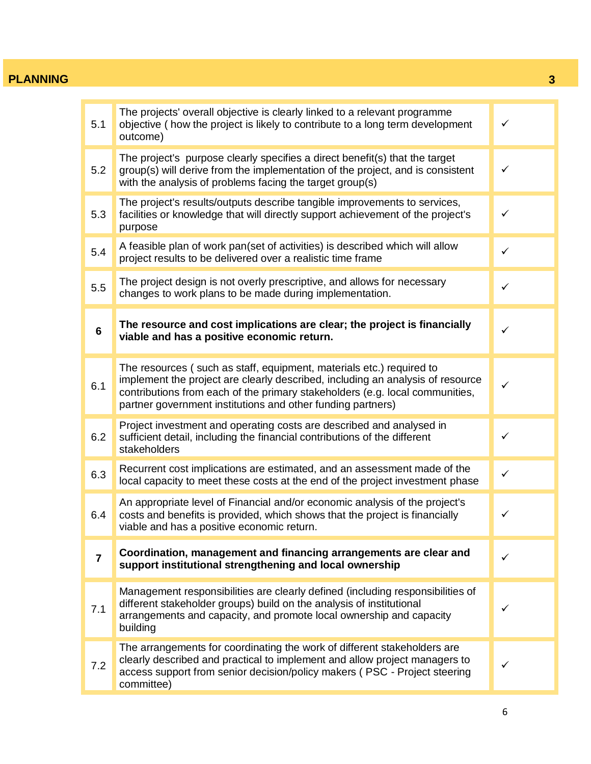## PLANNING 3

| | | |
|---|---|---|
| 5.1 | The projects' overall objective is clearly linked to a relevant programme objective ( how the project is likely to contribute to a long term development outcome) | ✓ |
| 5.2 | The project's purpose clearly specifies a direct benefit(s) that the target group(s) will derive from the implementation of the project, and is consistent with the analysis of problems facing the target group(s) | ✓ |
| 5.3 | The project's results/outputs describe tangible improvements to services, facilities or knowledge that will directly support achievement of the project's purpose | ✓ |
| 5.4 | A feasible plan of work pan(set of activities) is described which will allow project results to be delivered over a realistic time frame | ✓ |
| 5.5 | The project design is not overly prescriptive, and allows for necessary changes to work plans to be made during implementation. | ✓ |
| **6** | **The resource and cost implications are clear; the project is financially viable and has a positive economic return.** | ✓ |
| 6.1 | The resources ( such as staff, equipment, materials etc.) required to implement the project are clearly described, including an analysis of resource contributions from each of the primary stakeholders (e.g. local communities, partner government institutions and other funding partners) | ✓ |
| 6.2 | Project investment and operating costs are described and analysed in sufficient detail, including the financial contributions of the different stakeholders | ✓ |
| 6.3 | Recurrent cost implications are estimated, and an assessment made of the local capacity to meet these costs at the end of the project investment phase | ✓ |
| 6.4 | An appropriate level of Financial and/or economic analysis of the project's costs and benefits is provided, which shows that the project is financially viable and has a positive economic return. | ✓ |
| **7** | **Coordination, management and financing arrangements are clear and support institutional strengthening and local ownership** | ✓ |
| 7.1 | Management responsibilities are clearly defined (including responsibilities of different stakeholder groups) build on the analysis of institutional arrangements and capacity, and promote local ownership and capacity building | ✓ |
| 7.2 | The arrangements for coordinating the work of different stakeholders are clearly described and practical to implement and allow project managers to access support from senior decision/policy makers ( PSC - Project steering committee) | ✓ |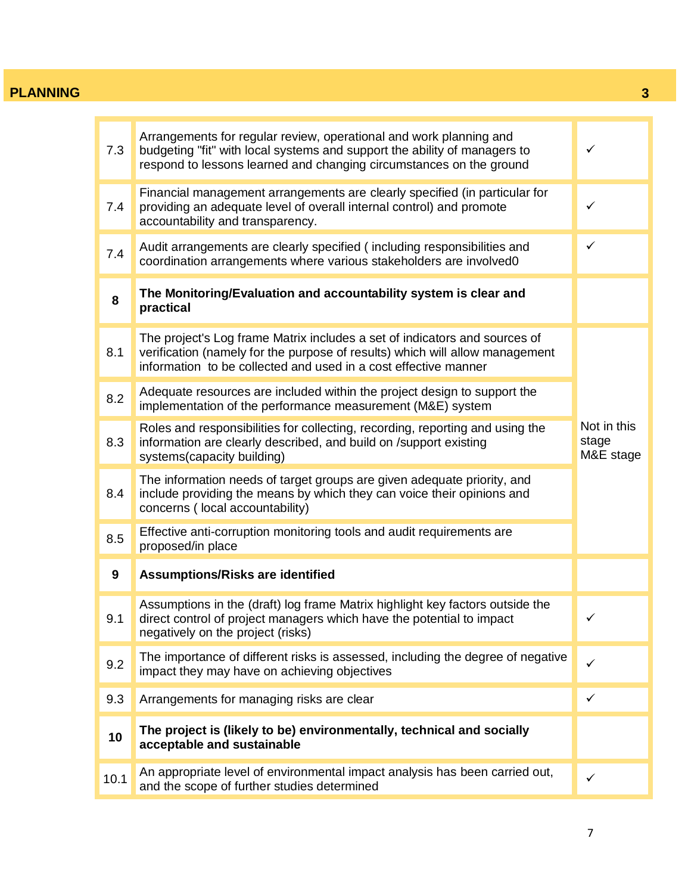## PLANNING 3

| | | |
|---|---|---|
| 7.3 | Arrangements for regular review, operational and work planning and budgeting "fit" with local systems and support the ability of managers to respond to lessons learned and changing circumstances on the ground | ✓ |
| 7.4 | Financial management arrangements are clearly specified (in particular for providing an adequate level of overall internal control) and promote accountability and transparency. | ✓ |
| 7.4 | Audit arrangements are clearly specified ( including responsibilities and coordination arrangements where various stakeholders are involved0 | ✓ |
| **8** | **The Monitoring/Evaluation and accountability system is clear and practical** | |
| 8.1 | The project's Log frame Matrix includes a set of indicators and sources of verification (namely for the purpose of results) which will allow management information to be collected and used in a cost effective manner | Not in this stage M&E stage |
| 8.2 | Adequate resources are included within the project design to support the implementation of the performance measurement (M&E) system | |
| 8.3 | Roles and responsibilities for collecting, recording, reporting and using the information are clearly described, and build on /support existing systems(capacity building) | |
| 8.4 | The information needs of target groups are given adequate priority, and include providing the means by which they can voice their opinions and concerns ( local accountability) | |
| 8.5 | Effective anti-corruption monitoring tools and audit requirements are proposed/in place | |
| **9** | **Assumptions/Risks are identified** | |
| 9.1 | Assumptions in the (draft) log frame Matrix highlight key factors outside the direct control of project managers which have the potential to impact negatively on the project (risks) | ✓ |
| 9.2 | The importance of different risks is assessed, including the degree of negative impact they may have on achieving objectives | ✓ |
| 9.3 | Arrangements for managing risks are clear | ✓ |
| **10** | **The project is (likely to be) environmentally, technical and socially acceptable and sustainable** | |
| 10.1 | An appropriate level of environmental impact analysis has been carried out, and the scope of further studies determined | ✓ |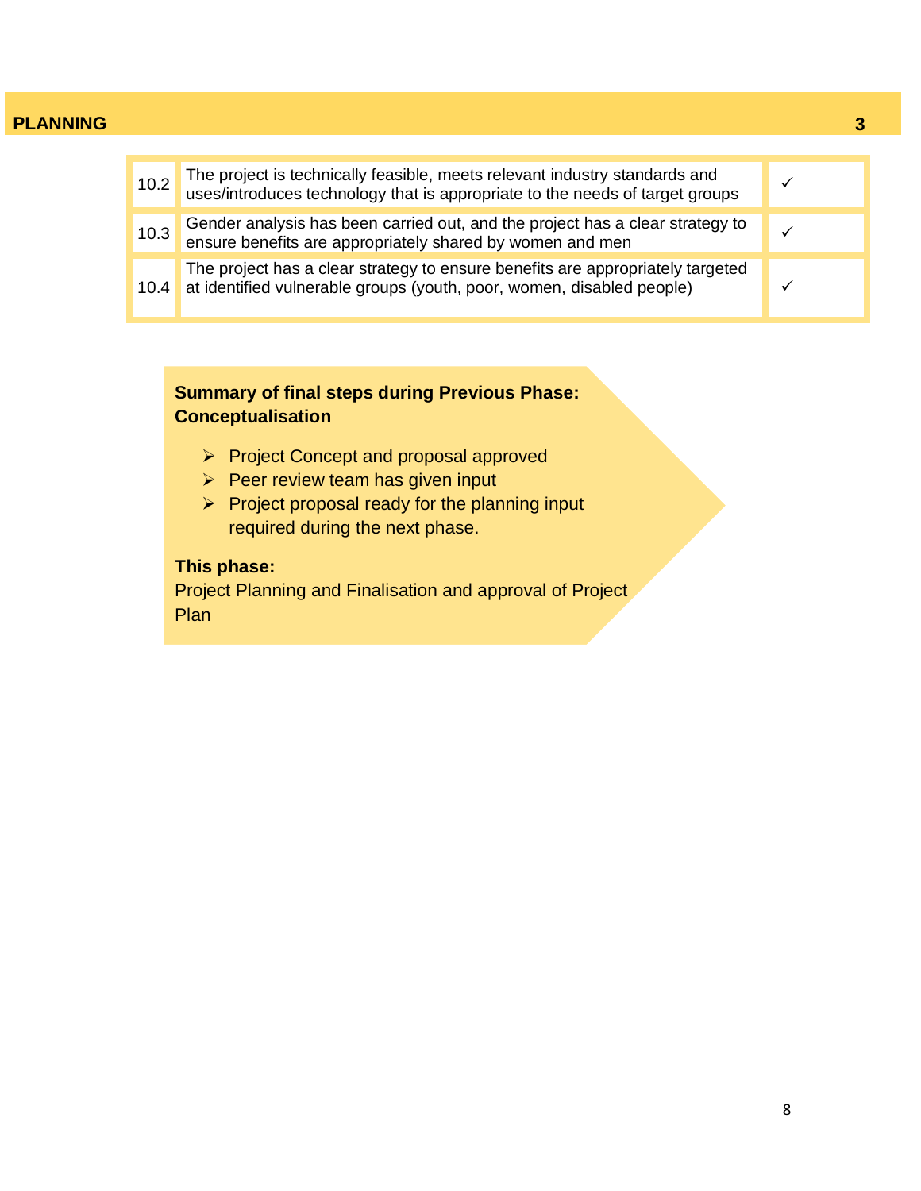## PLANNING 3

| | | |
|---|---|---|
| 10.2 | The project is technically feasible, meets relevant industry standards and uses/introduces technology that is appropriate to the needs of target groups | ✓ |
| 10.3 | Gender analysis has been carried out, and the project has a clear strategy to ensure benefits are appropriately shared by women and men | ✓ |
| 10.4 | The project has a clear strategy to ensure benefits are appropriately targeted at identified vulnerable groups (youth, poor, women, disabled people) | ✓ |

**Summary of final steps during Previous Phase: Conceptualisation**

- Project Concept and proposal approved
- Peer review team has given input
- Project proposal ready for the planning input required during the next phase.

**This phase:**

Project Planning and Finalisation and approval of Project Plan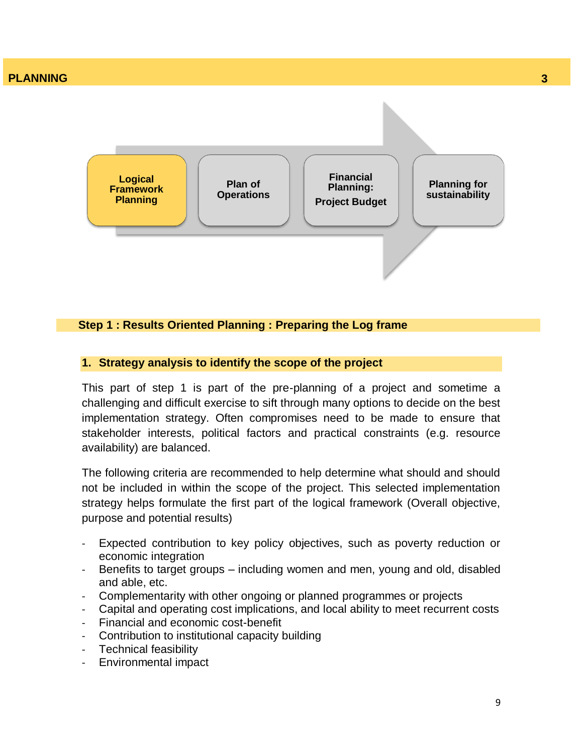# PLANNING 3

Logical Framework Planning → Plan of Operations → Financial Planning: Project Budget → Planning for sustainability

## Step 1 : Results Oriented Planning : Preparing the Log frame

### 1. Strategy analysis to identify the scope of the project

This part of step 1 is part of the pre-planning of a project and sometime a challenging and difficult exercise to sift through many options to decide on the best implementation strategy. Often compromises need to be made to ensure that stakeholder interests, political factors and practical constraints (e.g. resource availability) are balanced.

The following criteria are recommended to help determine what should and should not be included in within the scope of the project. This selected implementation strategy helps formulate the first part of the logical framework (Overall objective, purpose and potential results)

- Expected contribution to key policy objectives, such as poverty reduction or economic integration
- Benefits to target groups – including women and men, young and old, disabled and able, etc.
- Complementarity with other ongoing or planned programmes or projects
- Capital and operating cost implications, and local ability to meet recurrent costs
- Financial and economic cost-benefit
- Contribution to institutional capacity building
- Technical feasibility
- Environmental impact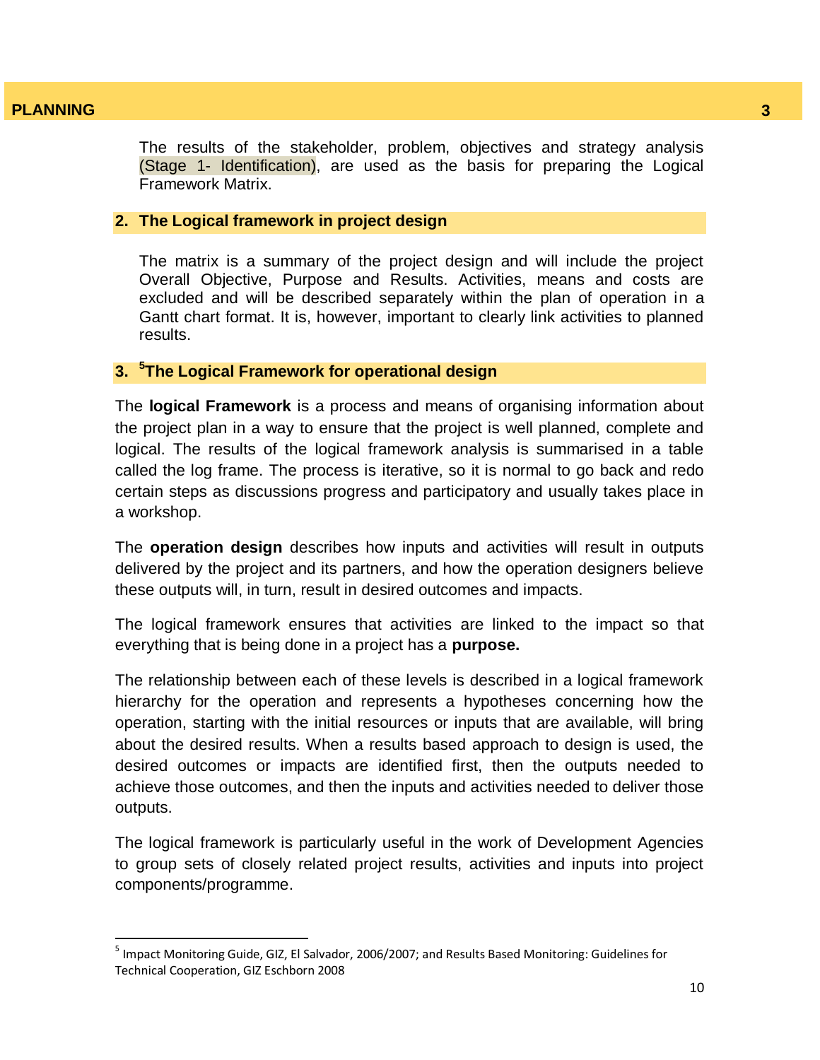The results of the stakeholder, problem, objectives and strategy analysis (Stage 1- Identification), are used as the basis for preparing the Logical Framework Matrix.

## 2. The Logical framework in project design

The matrix is a summary of the project design and will include the project Overall Objective, Purpose and Results. Activities, means and costs are excluded and will be described separately within the plan of operation in a Gantt chart format. It is, however, important to clearly link activities to planned results.

## 3. [5]The Logical Framework for operational design

The **logical Framework** is a process and means of organising information about the project plan in a way to ensure that the project is well planned, complete and logical. The results of the logical framework analysis is summarised in a table called the log frame. The process is iterative, so it is normal to go back and redo certain steps as discussions progress and participatory and usually takes place in a workshop.

The **operation design** describes how inputs and activities will result in outputs delivered by the project and its partners, and how the operation designers believe these outputs will, in turn, result in desired outcomes and impacts.

The logical framework ensures that activities are linked to the impact so that everything that is being done in a project has a **purpose.**

The relationship between each of these levels is described in a logical framework hierarchy for the operation and represents a hypotheses concerning how the operation, starting with the initial resources or inputs that are available, will bring about the desired results. When a results based approach to design is used, the desired outcomes or impacts are identified first, then the outputs needed to achieve those outcomes, and then the inputs and activities needed to deliver those outputs.

The logical framework is particularly useful in the work of Development Agencies to group sets of closely related project results, activities and inputs into project components/programme.

---

[5] Impact Monitoring Guide, GIZ, El Salvador, 2006/2007; and Results Based Monitoring: Guidelines for Technical Cooperation, GIZ Eschborn 2008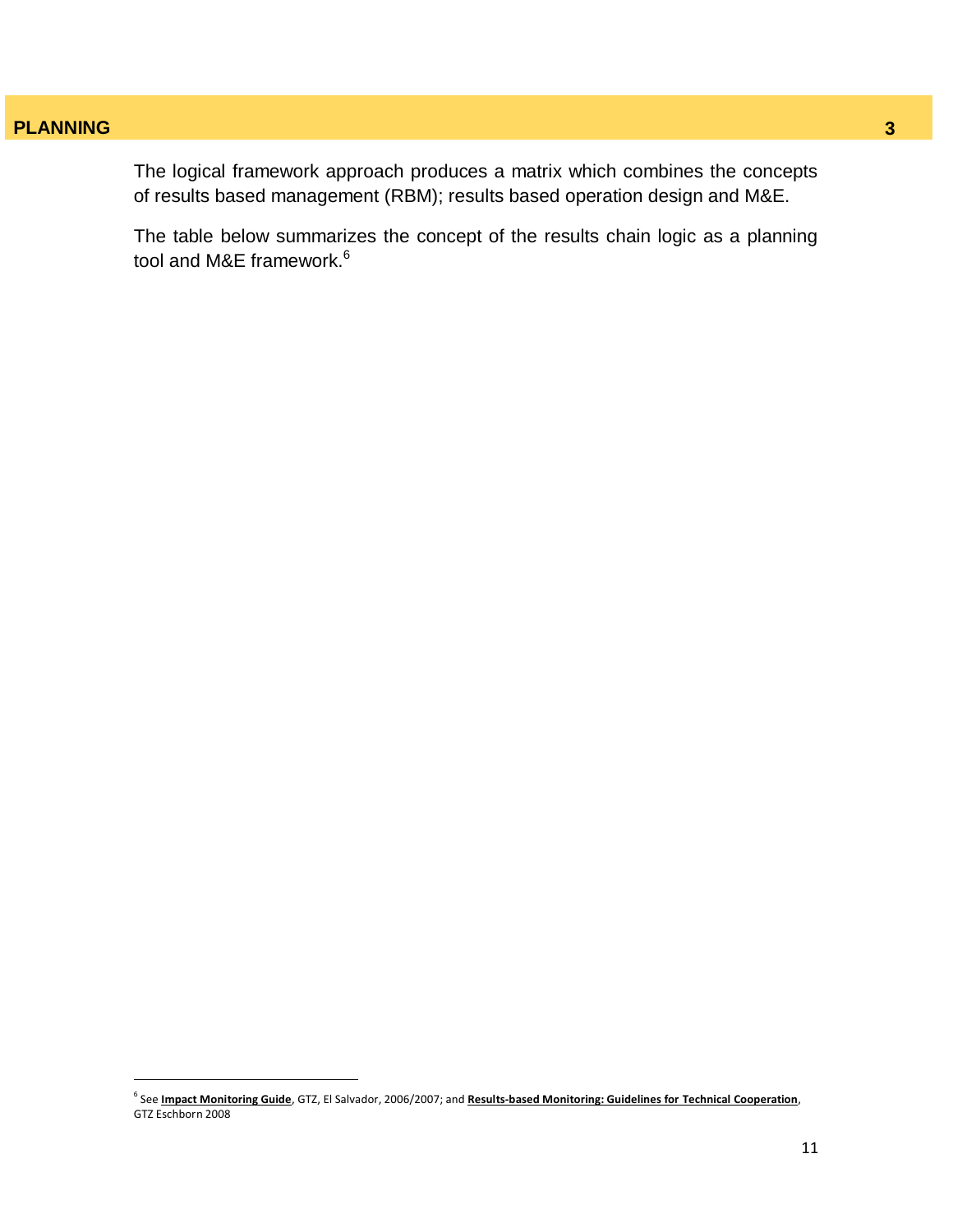The logical framework approach produces a matrix which combines the concepts of results based management (RBM); results based operation design and M&E.

The table below summarizes the concept of the results chain logic as a planning tool and M&E framework.[6]

---

[6] See **Impact Monitoring Guide**, GTZ, El Salvador, 2006/2007; and **Results-based Monitoring: Guidelines for Technical Cooperation**, GTZ Eschborn 2008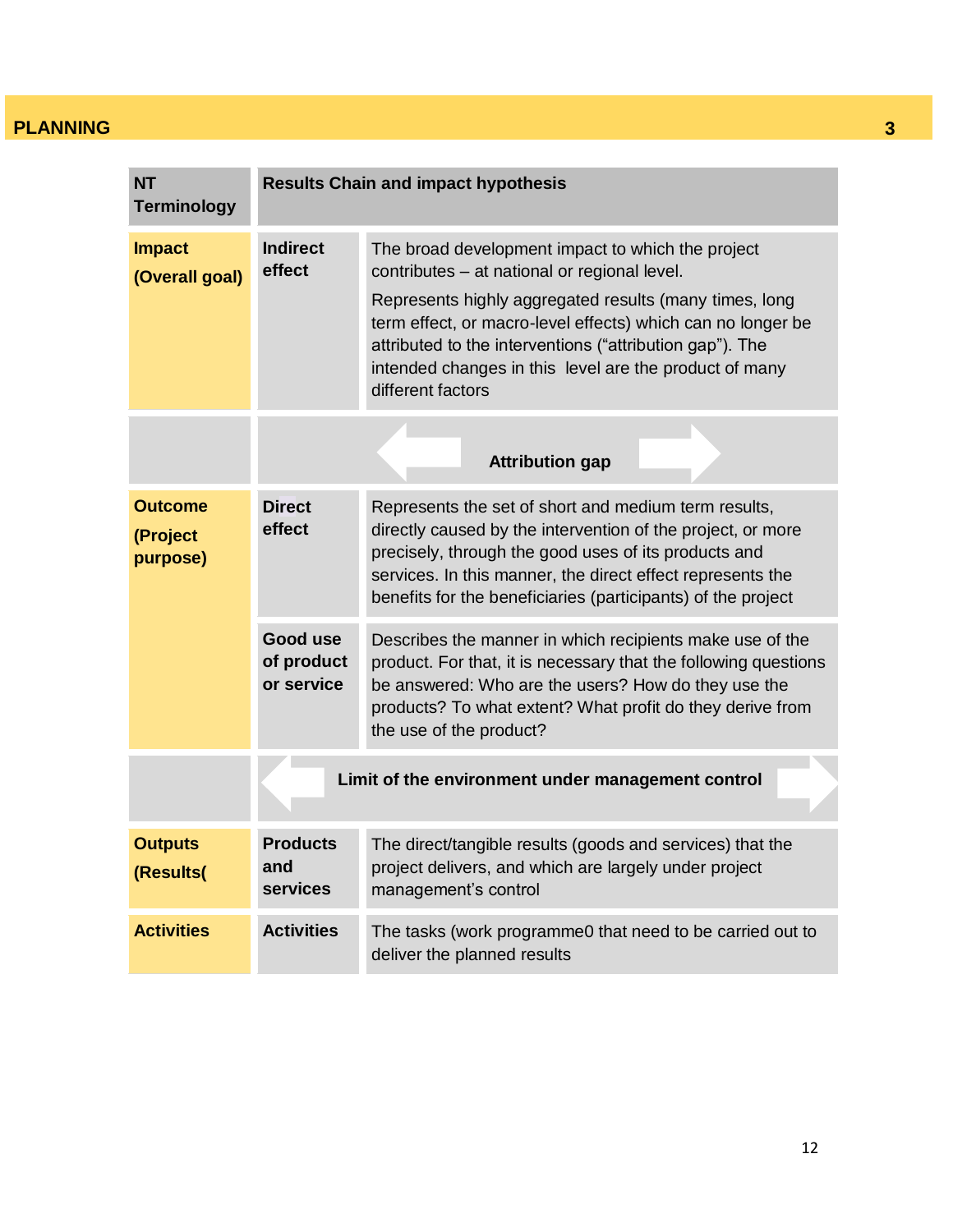| NT Terminology | Results Chain and impact hypothesis | |
|---|---|---|
| **Impact (Overall goal)** | **Indirect effect** | The broad development impact to which the project contributes – at national or regional level. Represents highly aggregated results (many times, long term effect, or macro-level effects) which can no longer be attributed to the interventions (“attribution gap”). The intended changes in this level are the product of many different factors |
| | **Attribution gap** | |
| **Outcome (Project purpose)** | **Direct effect** | Represents the set of short and medium term results, directly caused by the intervention of the project, or more precisely, through the good uses of its products and services. In this manner, the direct effect represents the benefits for the beneficiaries (participants) of the project |
| | **Good use of product or service** | Describes the manner in which recipients make use of the product. For that, it is necessary that the following questions be answered: Who are the users? How do they use the products? To what extent? What profit do they derive from the use of the product? |
| | **Limit of the environment under management control** | |
| **Outputs (Results(** | **Products and services** | The direct/tangible results (goods and services) that the project delivers, and which are largely under project management’s control |
| **Activities** | **Activities** | The tasks (work programme0 that need to be carried out to deliver the planned results |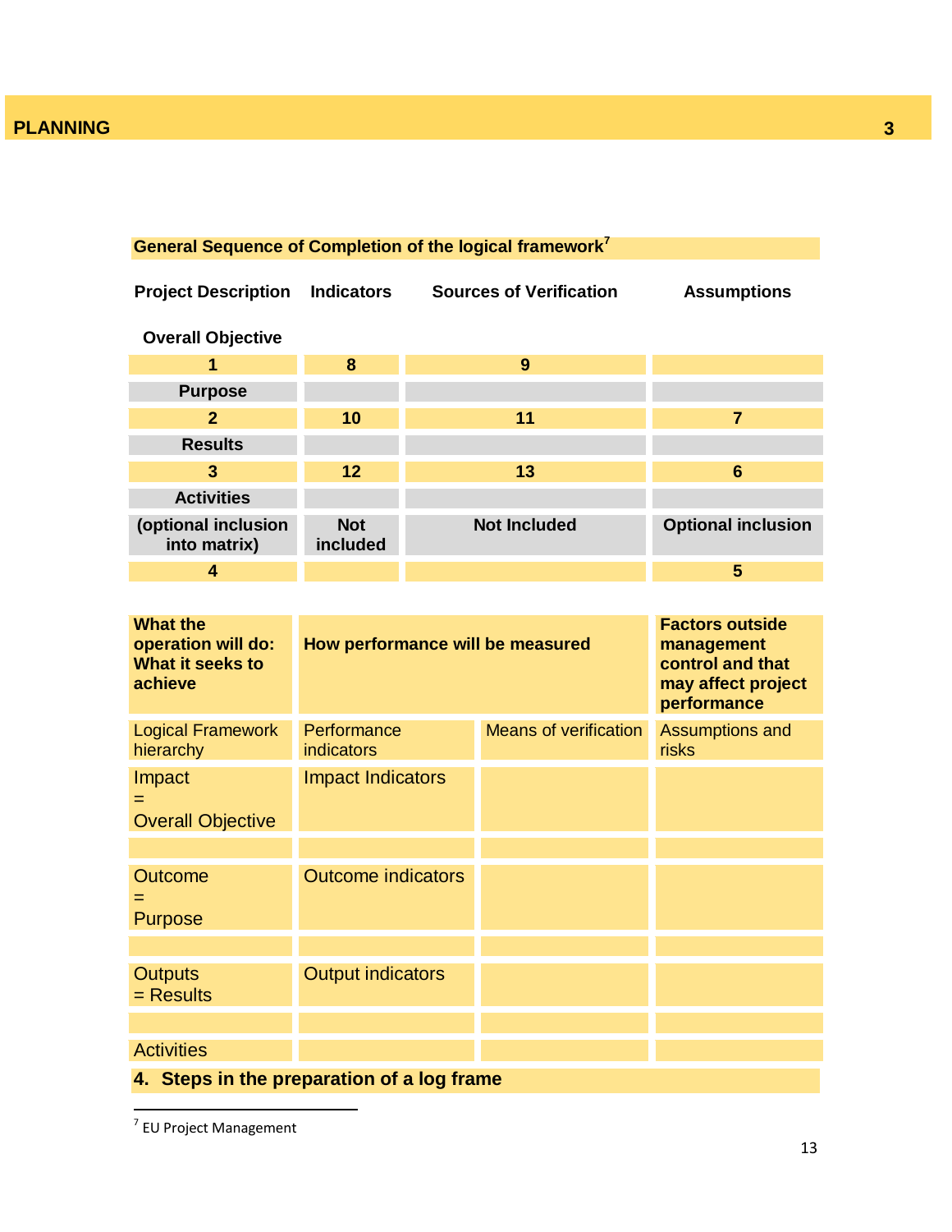**General Sequence of Completion of the logical framework**[7]

| Project Description | Indicators | Sources of Verification | Assumptions |
|---|---|---|---|
| **Overall Objective** | | | |
| **1** | **8** | **9** | |
| **Purpose** | | | |
| **2** | **10** | **11** | **7** |
| **Results** | | | |
| **3** | **12** | **13** | **6** |
| **Activities** | | | |
| **(optional inclusion into matrix)** | **Not included** | **Not Included** | **Optional inclusion** |
| **4** | | | **5** |

| **What the operation will do: What it seeks to achieve** | **How performance will be measured** | | **Factors outside management control and that may affect project performance** |
|---|---|---|---|
| Logical Framework hierarchy | Performance indicators | Means of verification | Assumptions and risks |
| Impact = Overall Objective | Impact Indicators | | |
| | | | |
| Outcome = Purpose | Outcome indicators | | |
| | | | |
| Outputs = Results | Output indicators | | |
| | | | |
| Activities | | | |

## 4. Steps in the preparation of a log frame

[7] EU Project Management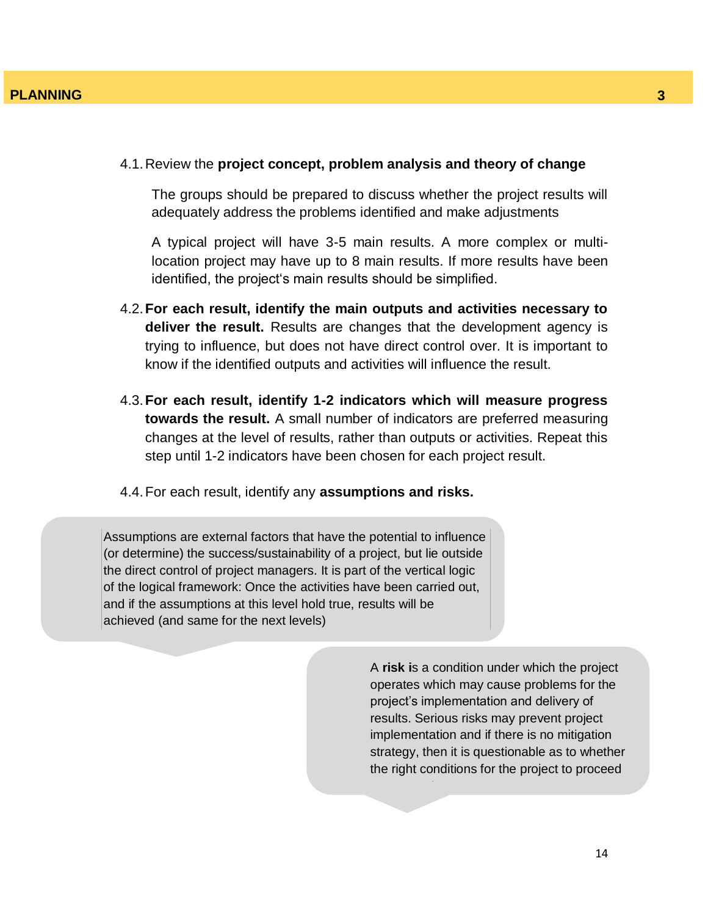4.1. Review the **project concept, problem analysis and theory of change**

The groups should be prepared to discuss whether the project results will adequately address the problems identified and make adjustments

A typical project will have 3-5 main results. A more complex or multi-location project may have up to 8 main results. If more results have been identified, the project's main results should be simplified.

4.2. **For each result, identify the main outputs and activities necessary to deliver the result.** Results are changes that the development agency is trying to influence, but does not have direct control over. It is important to know if the identified outputs and activities will influence the result.

4.3. **For each result, identify 1-2 indicators which will measure progress towards the result.** A small number of indicators are preferred measuring changes at the level of results, rather than outputs or activities. Repeat this step until 1-2 indicators have been chosen for each project result.

4.4. For each result, identify any **assumptions and risks.**

Assumptions are external factors that have the potential to influence (or determine) the success/sustainability of a project, but lie outside the direct control of project managers. It is part of the vertical logic of the logical framework: Once the activities have been carried out, and if the assumptions at this level hold true, results will be achieved (and same for the next levels)

A **risk** is a condition under which the project operates which may cause problems for the project's implementation and delivery of results. Serious risks may prevent project implementation and if there is no mitigation strategy, then it is questionable as to whether the right conditions for the project to proceed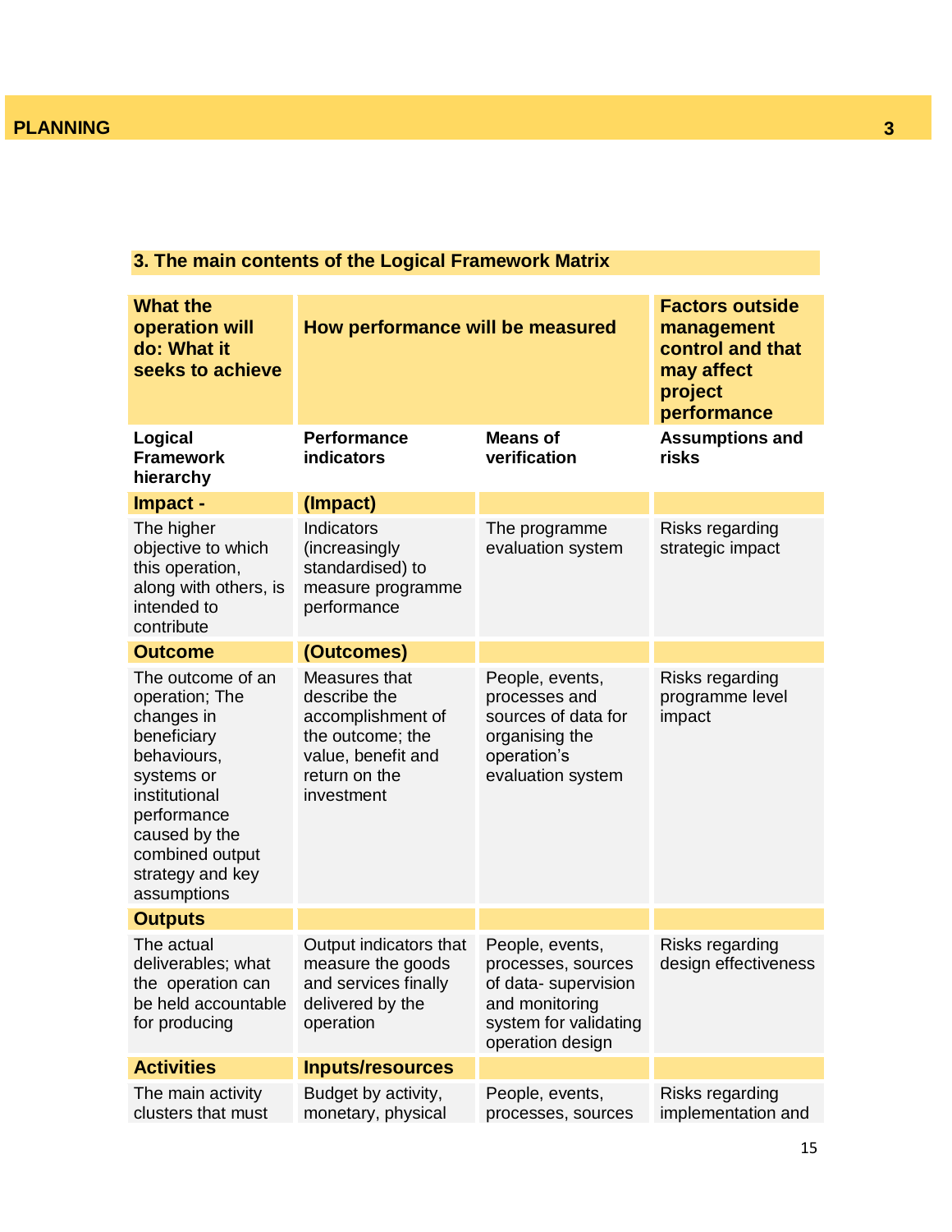## 3. The main contents of the Logical Framework Matrix

| What the operation will do: What it seeks to achieve | How performance will be measured | | Factors outside management control and that may affect project performance |
|---|---|---|---|
| **Logical Framework hierarchy** | **Performance indicators** | **Means of verification** | **Assumptions and risks** |
| **Impact -** | **(Impact)** | | |
| The higher objective to which this operation, along with others, is intended to contribute | Indicators (increasingly standardised) to measure programme performance | The programme evaluation system | Risks regarding strategic impact |
| **Outcome** | **(Outcomes)** | | |
| The outcome of an operation; The changes in beneficiary behaviours, systems or institutional performance caused by the combined output strategy and key assumptions | Measures that describe the accomplishment of the outcome; the value, benefit and return on the investment | People, events, processes and sources of data for organising the operation's evaluation system | Risks regarding programme level impact |
| **Outputs** | | | |
| The actual deliverables; what the operation can be held accountable for producing | Output indicators that measure the goods and services finally delivered by the operation | People, events, processes, sources of data- supervision and monitoring system for validating operation design | Risks regarding design effectiveness |
| **Activities** | **Inputs/resources** | | |
| The main activity clusters that must | Budget by activity, monetary, physical | People, events, processes, sources | Risks regarding implementation and |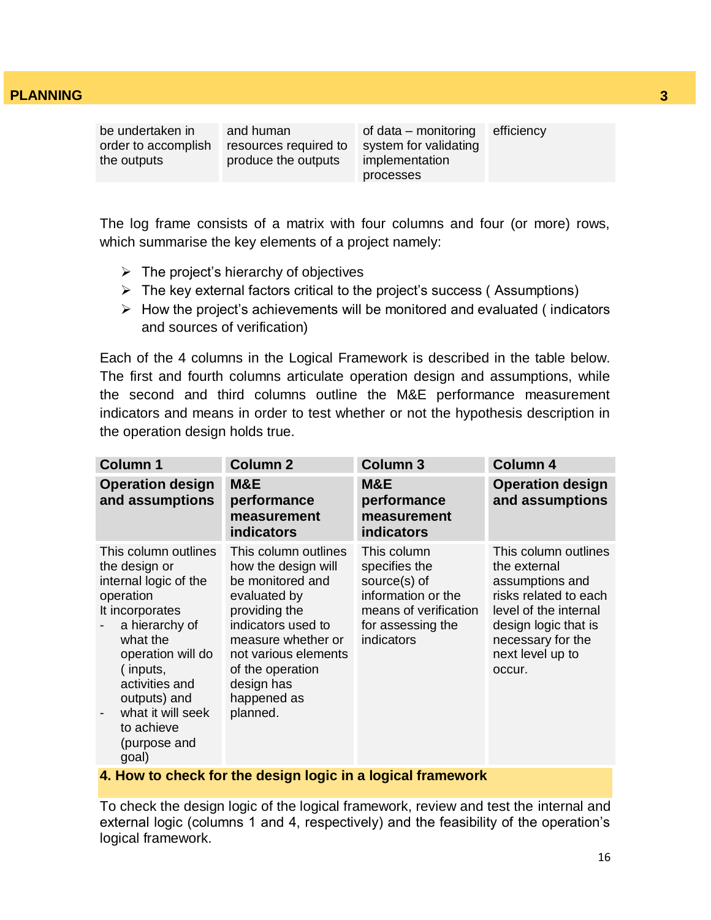| be undertaken in order to accomplish the outputs | and human resources required to produce the outputs | of data – monitoring system for validating implementation processes | efficiency |
|---|---|---|---|

The log frame consists of a matrix with four columns and four (or more) rows, which summarise the key elements of a project namely:

- The project's hierarchy of objectives
- The key external factors critical to the project's success ( Assumptions)
- How the project's achievements will be monitored and evaluated ( indicators and sources of verification)

Each of the 4 columns in the Logical Framework is described in the table below. The first and fourth columns articulate operation design and assumptions, while the second and third columns outline the M&E performance measurement indicators and means in order to test whether or not the hypothesis description in the operation design holds true.

| Column 1 | Column 2 | Column 3 | Column 4 |
|---|---|---|---|
| **Operation design and assumptions** | **M&E performance measurement indicators** | **M&E performance measurement indicators** | **Operation design and assumptions** |
| This column outlines the design or internal logic of the operation<br>It incorporates<br>- a hierarchy of what the operation will do ( inputs, activities and outputs) and<br>- what it will seek to achieve (purpose and goal) | This column outlines how the design will be monitored and evaluated by providing the indicators used to measure whether or not various elements of the operation design has happened as planned. | This column specifies the source(s) of information or the means of verification for assessing the indicators | This column outlines the external assumptions and risks related to each level of the internal design logic that is necessary for the next level up to occur. |

## 4. How to check for the design logic in a logical framework

To check the design logic of the logical framework, review and test the internal and external logic (columns 1 and 4, respectively) and the feasibility of the operation's logical framework.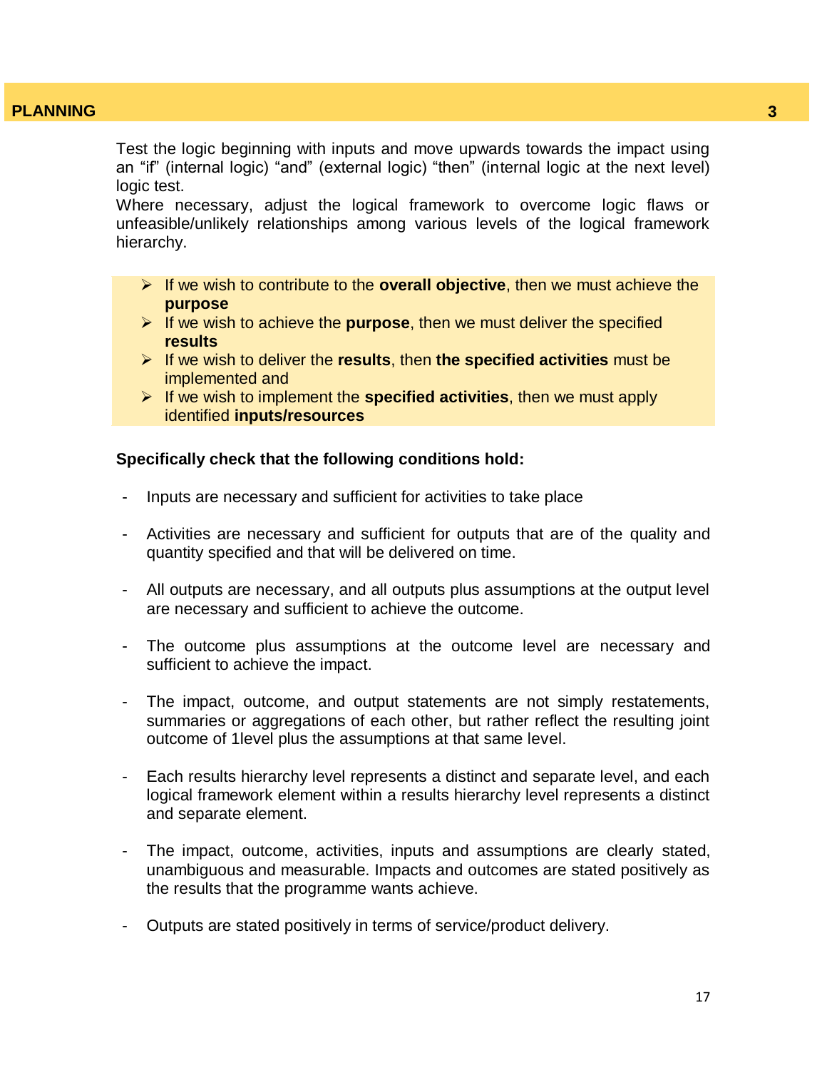Test the logic beginning with inputs and move upwards towards the impact using an "if" (internal logic) "and" (external logic) "then" (internal logic at the next level) logic test.
Where necessary, adjust the logical framework to overcome logic flaws or unfeasible/unlikely relationships among various levels of the logical framework hierarchy.

- If we wish to contribute to the **overall objective**, then we must achieve the **purpose**
- If we wish to achieve the **purpose**, then we must deliver the specified **results**
- If we wish to deliver the **results**, then **the specified activities** must be implemented and
- If we wish to implement the **specified activities**, then we must apply identified **inputs/resources**

**Specifically check that the following conditions hold:**

- Inputs are necessary and sufficient for activities to take place
- Activities are necessary and sufficient for outputs that are of the quality and quantity specified and that will be delivered on time.
- All outputs are necessary, and all outputs plus assumptions at the output level are necessary and sufficient to achieve the outcome.
- The outcome plus assumptions at the outcome level are necessary and sufficient to achieve the impact.
- The impact, outcome, and output statements are not simply restatements, summaries or aggregations of each other, but rather reflect the resulting joint outcome of 1level plus the assumptions at that same level.
- Each results hierarchy level represents a distinct and separate level, and each logical framework element within a results hierarchy level represents a distinct and separate element.
- The impact, outcome, activities, inputs and assumptions are clearly stated, unambiguous and measurable. Impacts and outcomes are stated positively as the results that the programme wants achieve.
- Outputs are stated positively in terms of service/product delivery.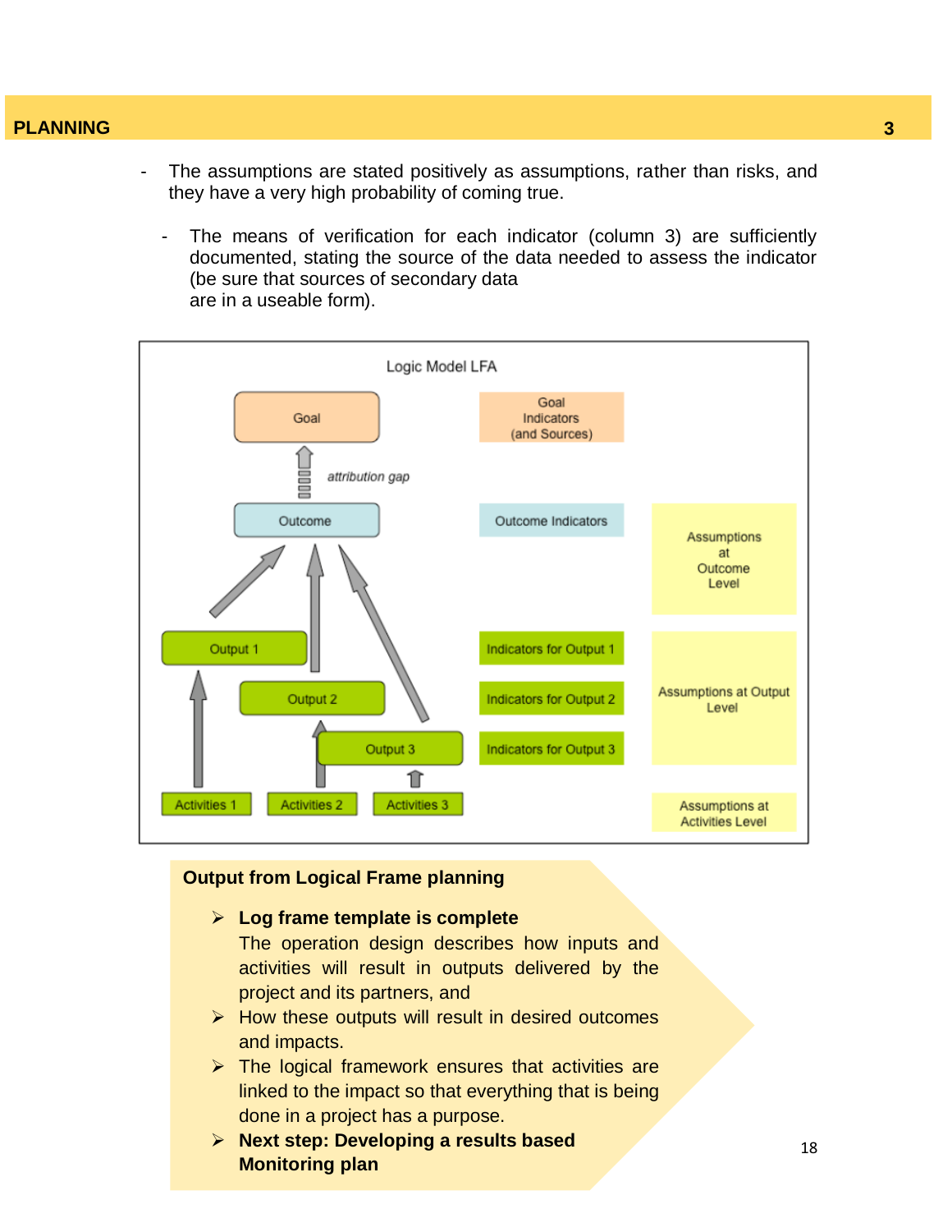- The assumptions are stated positively as assumptions, rather than risks, and they have a very high probability of coming true.

- The means of verification for each indicator (column 3) are sufficiently documented, stating the source of the data needed to assess the indicator (be sure that sources of secondary data are in a useable form).

Logic Model LFA

Goal

Goal Indicators (and Sources)

attribution gap

Outcome

Outcome Indicators

Assumptions at Outcome Level

Output 1

Output 2

Output 3

Indicators for Output 1

Indicators for Output 2

Indicators for Output 3

Assumptions at Output Level

Activities 1

Activities 2

Activities 3

Assumptions at Activities Level

**Output from Logical Frame planning**

- **Log frame template is complete**
  The operation design describes how inputs and activities will result in outputs delivered by the project and its partners, and
- How these outputs will result in desired outcomes and impacts.
- The logical framework ensures that activities are linked to the impact so that everything that is being done in a project has a purpose.
- **Next step: Developing a results based Monitoring plan**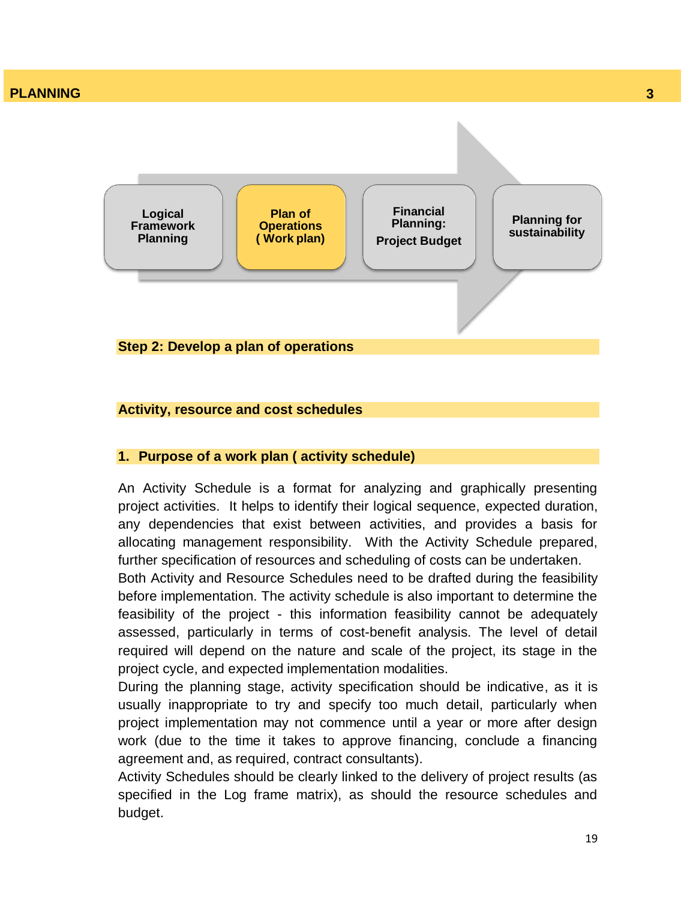Logical Framework Planning → **Plan of Operations (Work plan)** → Financial Planning: Project Budget → Planning for sustainability

## Step 2: Develop a plan of operations

## Activity, resource and cost schedules

### 1. Purpose of a work plan ( activity schedule)

An Activity Schedule is a format for analyzing and graphically presenting project activities. It helps to identify their logical sequence, expected duration, any dependencies that exist between activities, and provides a basis for allocating management responsibility. With the Activity Schedule prepared, further specification of resources and scheduling of costs can be undertaken. Both Activity and Resource Schedules need to be drafted during the feasibility before implementation. The activity schedule is also important to determine the feasibility of the project - this information feasibility cannot be adequately assessed, particularly in terms of cost-benefit analysis. The level of detail required will depend on the nature and scale of the project, its stage in the project cycle, and expected implementation modalities.

During the planning stage, activity specification should be indicative, as it is usually inappropriate to try and specify too much detail, particularly when project implementation may not commence until a year or more after design work (due to the time it takes to approve financing, conclude a financing agreement and, as required, contract consultants).

Activity Schedules should be clearly linked to the delivery of project results (as specified in the Log frame matrix), as should the resource schedules and budget.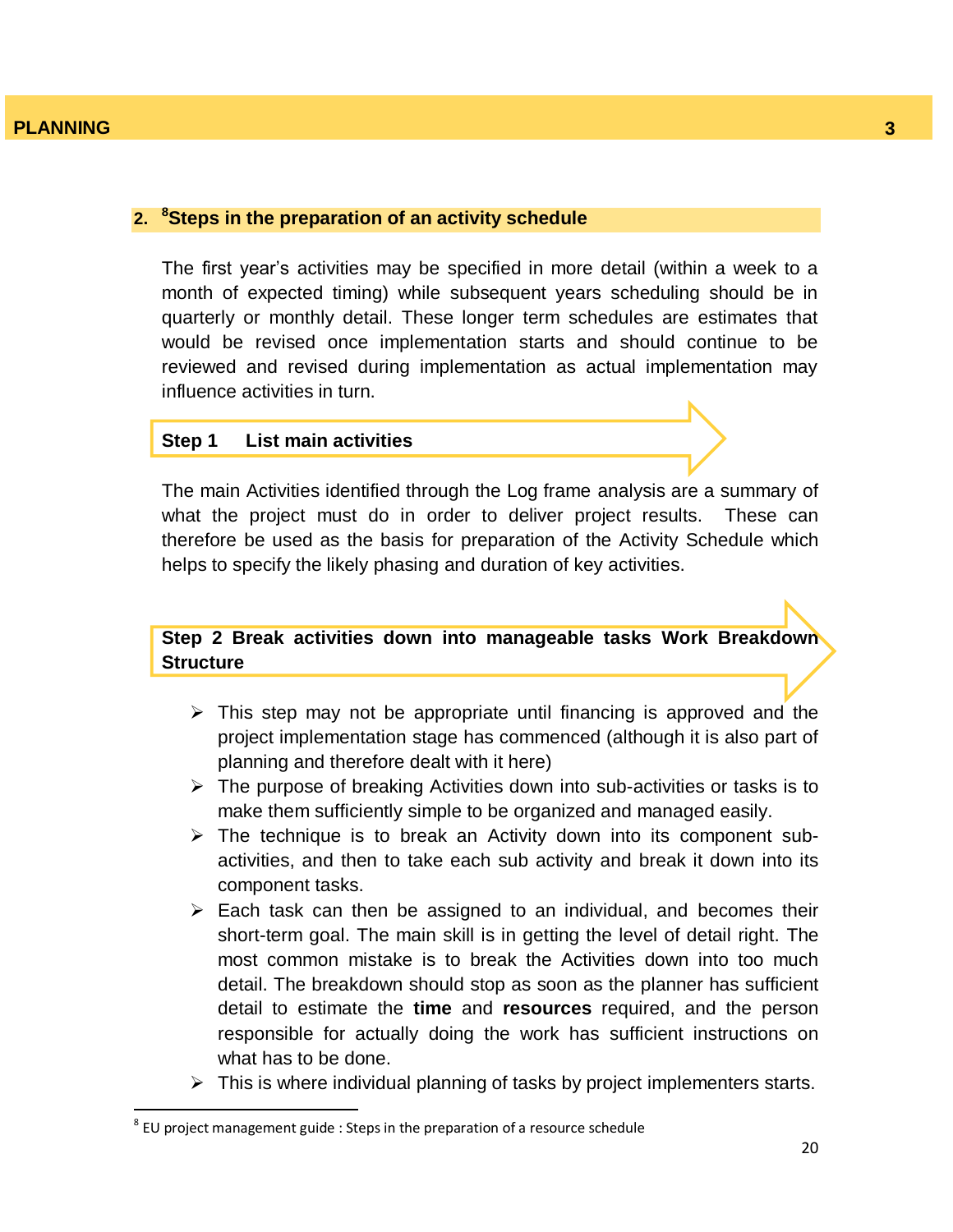## 2. [8]Steps in the preparation of an activity schedule

The first year's activities may be specified in more detail (within a week to a month of expected timing) while subsequent years scheduling should be in quarterly or monthly detail. These longer term schedules are estimates that would be revised once implementation starts and should continue to be reviewed and revised during implementation as actual implementation may influence activities in turn.

**Step 1 List main activities**

The main Activities identified through the Log frame analysis are a summary of what the project must do in order to deliver project results. These can therefore be used as the basis for preparation of the Activity Schedule which helps to specify the likely phasing and duration of key activities.

**Step 2 Break activities down into manageable tasks Work Breakdown Structure**

- This step may not be appropriate until financing is approved and the project implementation stage has commenced (although it is also part of planning and therefore dealt with it here)
- The purpose of breaking Activities down into sub-activities or tasks is to make them sufficiently simple to be organized and managed easily.
- The technique is to break an Activity down into its component sub-activities, and then to take each sub activity and break it down into its component tasks.
- Each task can then be assigned to an individual, and becomes their short-term goal. The main skill is in getting the level of detail right. The most common mistake is to break the Activities down into too much detail. The breakdown should stop as soon as the planner has sufficient detail to estimate the **time** and **resources** required, and the person responsible for actually doing the work has sufficient instructions on what has to be done.
- This is where individual planning of tasks by project implementers starts.

---

[8] EU project management guide : Steps in the preparation of a resource schedule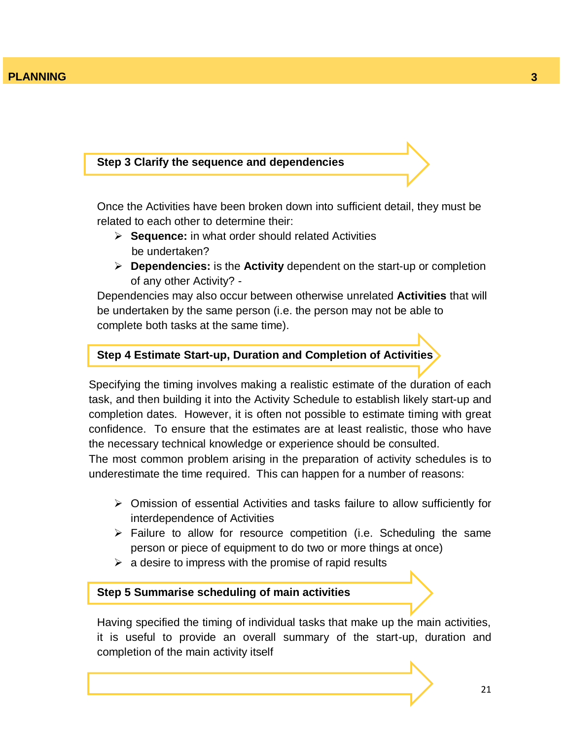### Step 3 Clarify the sequence and dependencies

Once the Activities have been broken down into sufficient detail, they must be related to each other to determine their:

- **Sequence:** in what order should related Activities be undertaken?
- **Dependencies:** is the **Activity** dependent on the start-up or completion of any other Activity? -

Dependencies may also occur between otherwise unrelated **Activities** that will be undertaken by the same person (i.e. the person may not be able to complete both tasks at the same time).

### Step 4 Estimate Start-up, Duration and Completion of Activities

Specifying the timing involves making a realistic estimate of the duration of each task, and then building it into the Activity Schedule to establish likely start-up and completion dates. However, it is often not possible to estimate timing with great confidence. To ensure that the estimates are at least realistic, those who have the necessary technical knowledge or experience should be consulted.

The most common problem arising in the preparation of activity schedules is to underestimate the time required. This can happen for a number of reasons:

- Omission of essential Activities and tasks failure to allow sufficiently for interdependence of Activities
- Failure to allow for resource competition (i.e. Scheduling the same person or piece of equipment to do two or more things at once)
- a desire to impress with the promise of rapid results

### Step 5 Summarise scheduling of main activities

Having specified the timing of individual tasks that make up the main activities, it is useful to provide an overall summary of the start-up, duration and completion of the main activity itself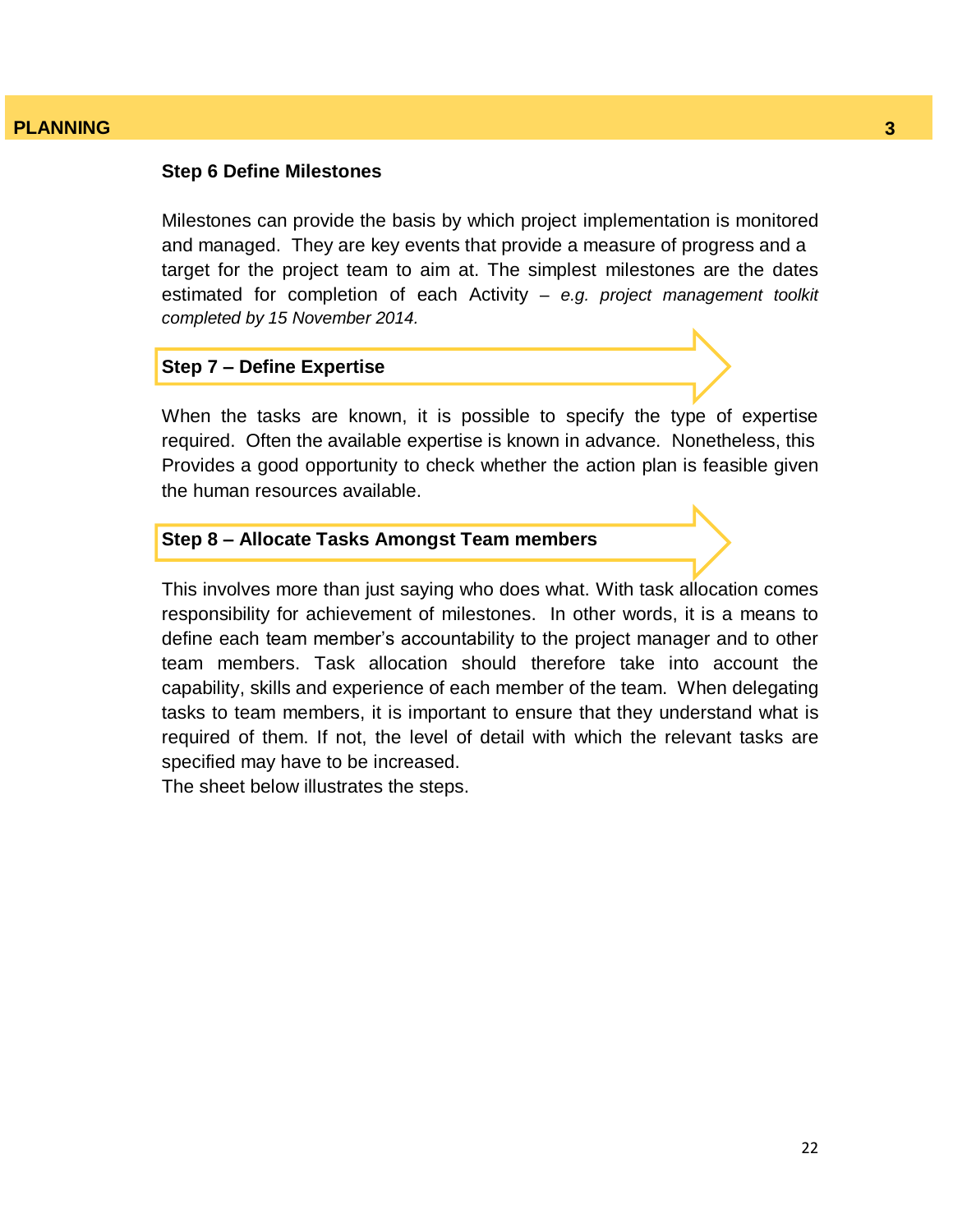### Step 6 Define Milestones

Milestones can provide the basis by which project implementation is monitored and managed. They are key events that provide a measure of progress and a target for the project team to aim at. The simplest milestones are the dates estimated for completion of each Activity – *e.g. project management toolkit completed by 15 November 2014.*

### Step 7 – Define Expertise

When the tasks are known, it is possible to specify the type of expertise required. Often the available expertise is known in advance. Nonetheless, this Provides a good opportunity to check whether the action plan is feasible given the human resources available.

### Step 8 – Allocate Tasks Amongst Team members

This involves more than just saying who does what. With task allocation comes responsibility for achievement of milestones. In other words, it is a means to define each team member's accountability to the project manager and to other team members. Task allocation should therefore take into account the capability, skills and experience of each member of the team. When delegating tasks to team members, it is important to ensure that they understand what is required of them. If not, the level of detail with which the relevant tasks are specified may have to be increased.

The sheet below illustrates the steps.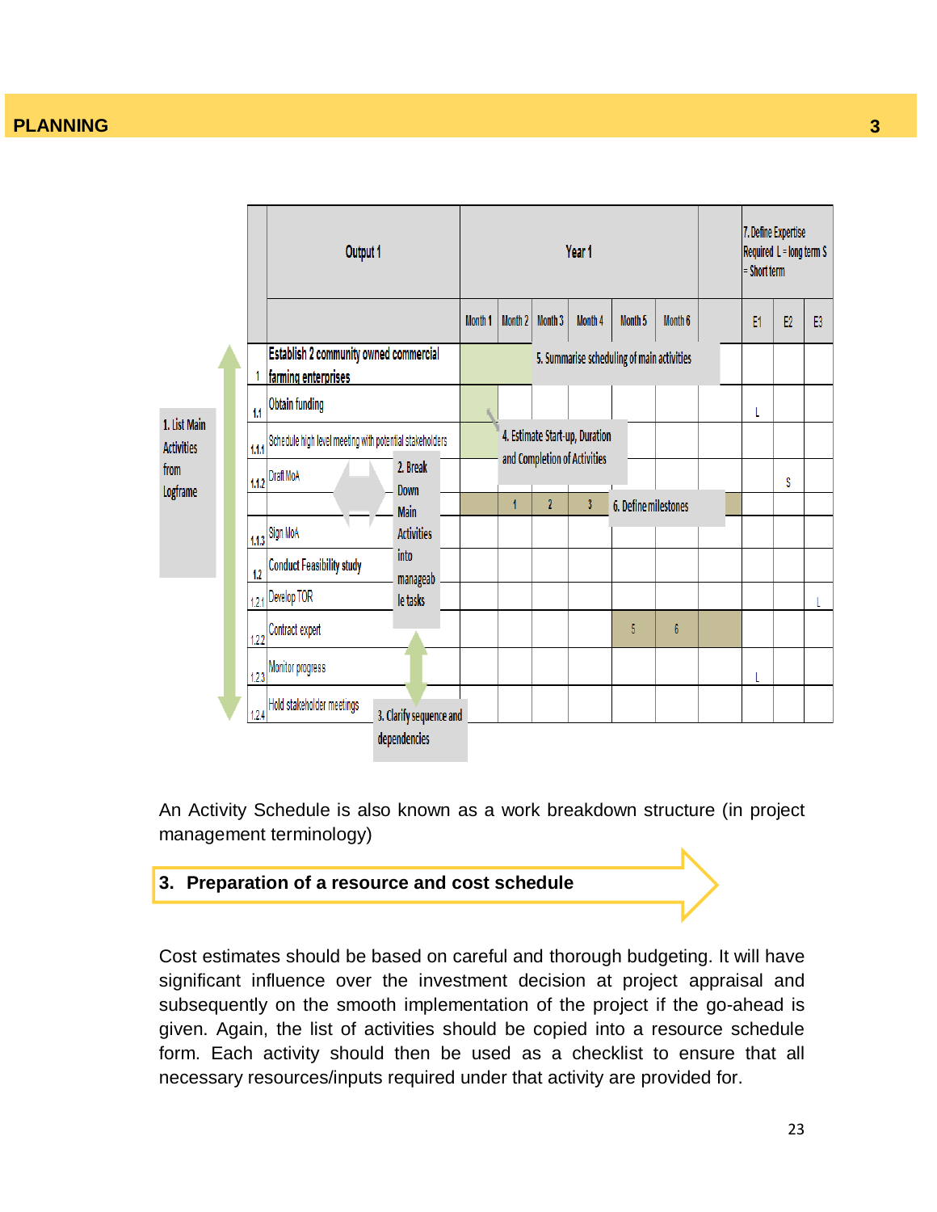| | Output 1 | Year 1 | | | | | | | 7. Define Expertise Required L = long term S = Short term | | |
|---|---|---|---|---|---|---|---|---|---|---|---|
| | | Month 1 | Month 2 | Month 3 | Month 4 | Month 5 | Month 6 | | E1 | E2 | E3 |
| 1 | Establish 2 community owned commercial farming enterprises | | | | | | | | | | |
| 1.1 | Obtain funding | | | | | | | | L | | |
| 1.1.1 | Schedule high level meeting with potential stakeholders | | | | | | | | | | |
| 1.1.2 | Draft MoA | | | | | | | | | S | |
| | | | 1 | 2 | 3 | | | | | | |
| 1.1.3 | Sign MoA | | | | | | | | | | |
| 1.2 | Conduct Feasibility study | | | | | | | | | | |
| 1.2.1 | Develop TOR | | | | | | | | | | L |
| 1.2.2 | Contract expert | | | | | 5 | 6 | | | | |
| 1.2.3 | Monitor progress | | | | | | | | L | | |
| 1.2.4 | Hold stakeholder meetings | | | | | | | | | | |

Annotations: 1. List Main Activities from Logframe; 2. Break Down Main Activities into manageable tasks; 3. Clarify sequence and dependencies; 4. Estimate Start-up, Duration and Completion of Activities; 5. Summarise scheduling of main activities; 6. Define milestones; 7. Define Expertise Required L = long term S = Short term

An Activity Schedule is also known as a work breakdown structure (in project management terminology)

## 3. Preparation of a resource and cost schedule

Cost estimates should be based on careful and thorough budgeting. It will have significant influence over the investment decision at project appraisal and subsequently on the smooth implementation of the project if the go-ahead is given. Again, the list of activities should be copied into a resource schedule form. Each activity should then be used as a checklist to ensure that all necessary resources/inputs required under that activity are provided for.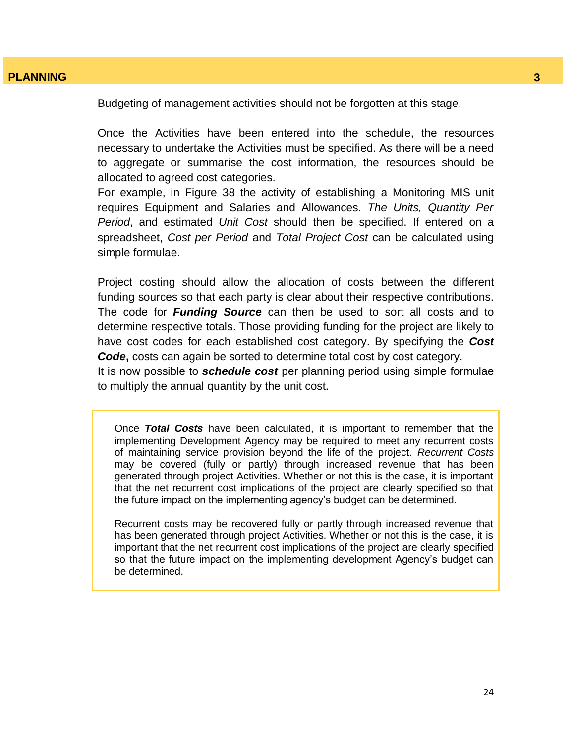Budgeting of management activities should not be forgotten at this stage.

Once the Activities have been entered into the schedule, the resources necessary to undertake the Activities must be specified. As there will be a need to aggregate or summarise the cost information, the resources should be allocated to agreed cost categories.
For example, in Figure 38 the activity of establishing a Monitoring MIS unit requires Equipment and Salaries and Allowances. *The Units, Quantity Per Period*, and estimated *Unit Cost* should then be specified. If entered on a spreadsheet, *Cost per Period* and *Total Project Cost* can be calculated using simple formulae.

Project costing should allow the allocation of costs between the different funding sources so that each party is clear about their respective contributions. The code for ***Funding Source*** can then be used to sort all costs and to determine respective totals. Those providing funding for the project are likely to have cost codes for each established cost category. By specifying the ***Cost Code*****,** costs can again be sorted to determine total cost by cost category.
It is now possible to ***schedule cost*** per planning period using simple formulae to multiply the annual quantity by the unit cost.

> Once ***Total Costs*** have been calculated, it is important to remember that the implementing Development Agency may be required to meet any recurrent costs of maintaining service provision beyond the life of the project. *Recurrent Costs* may be covered (fully or partly) through increased revenue that has been generated through project Activities. Whether or not this is the case, it is important that the net recurrent cost implications of the project are clearly specified so that the future impact on the implementing agency's budget can be determined.
>
> Recurrent costs may be recovered fully or partly through increased revenue that has been generated through project Activities. Whether or not this is the case, it is important that the net recurrent cost implications of the project are clearly specified so that the future impact on the implementing development Agency's budget can be determined.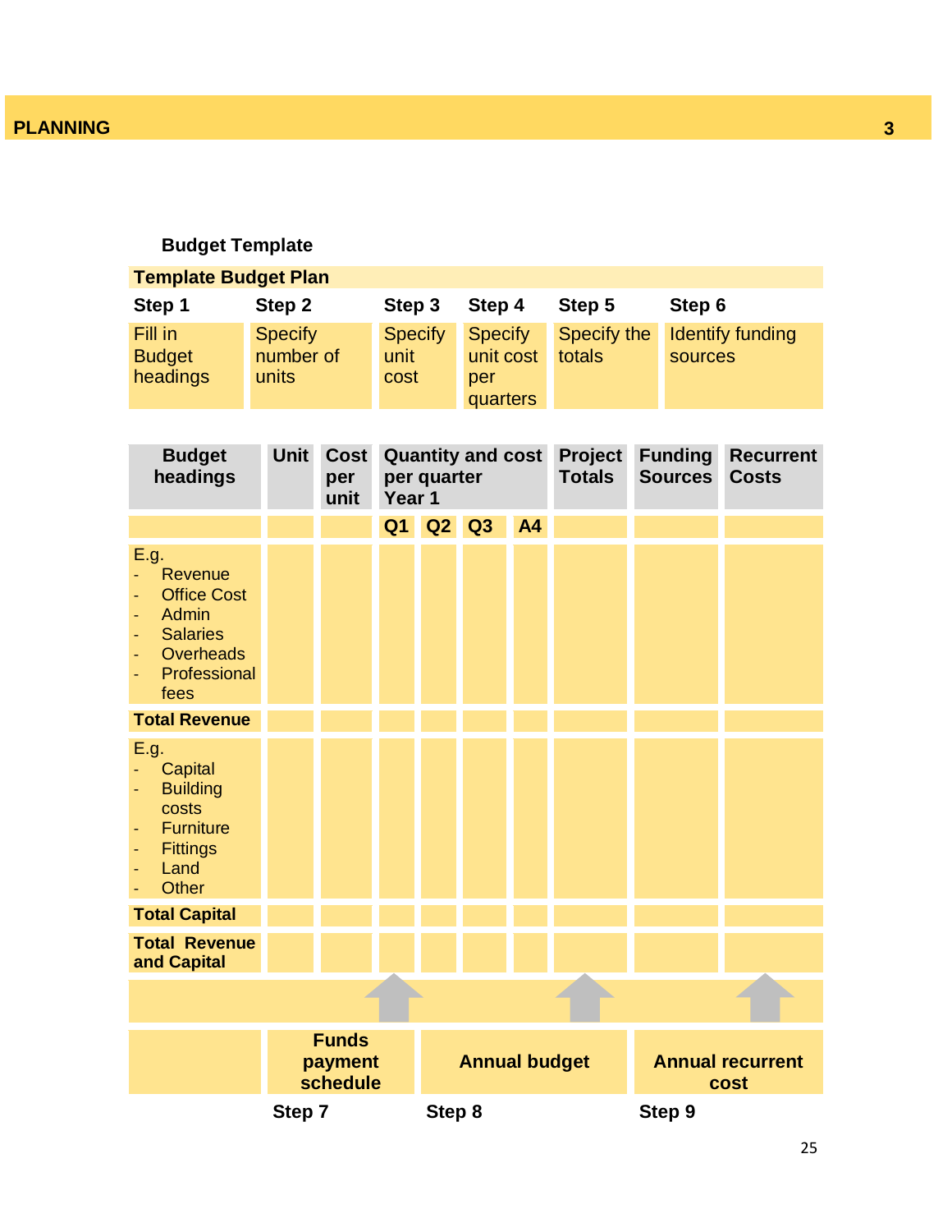### Budget Template

| Template Budget Plan | | | | | |
|---|---|---|---|---|---|
| Step 1 | Step 2 | Step 3 | Step 4 | Step 5 | Step 6 |
| Fill in Budget headings | Specify number of units | Specify unit cost | Specify unit cost per quarters | Specify the totals | Identify funding sources |

| Budget headings | Unit | Cost per unit | Quantity and cost per quarter Year 1 | | | | Project Totals | Funding Sources | Recurrent Costs |
|---|---|---|---|---|---|---|---|---|---|
| | | | Q1 | Q2 | Q3 | A4 | | | |
| E.g.<br>- Revenue<br>- Office Cost<br>- Admin<br>- Salaries<br>- Overheads<br>- Professional fees | | | | | | | | | |
| **Total Revenue** | | | | | | | | | |
| E.g.<br>- Capital<br>- Building costs<br>- Furniture<br>- Fittings<br>- Land<br>- Other | | | | | | | | | |
| **Total Capital** | | | | | | | | | |
| **Total Revenue and Capital** | | | | | | | | | |

| Step 7 | Step 8 | Step 9 |
|---|---|---|
| **Funds payment schedule** | **Annual budget** | **Annual recurrent cost** |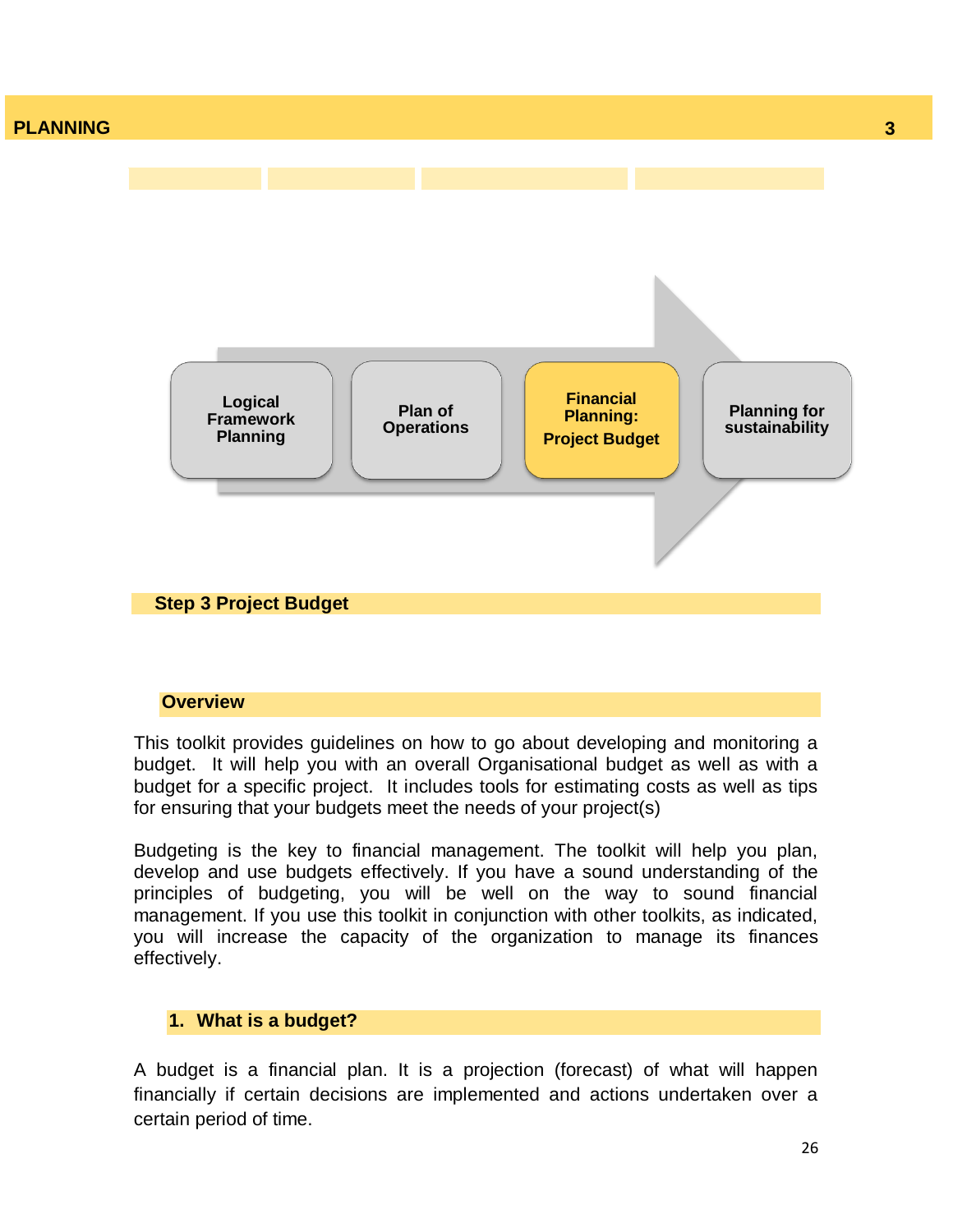Logical Framework Planning → Plan of Operations → **Financial Planning: Project Budget** → Planning for sustainability

## Step 3 Project Budget

### Overview

This toolkit provides guidelines on how to go about developing and monitoring a budget. It will help you with an overall Organisational budget as well as with a budget for a specific project. It includes tools for estimating costs as well as tips for ensuring that your budgets meet the needs of your project(s)

Budgeting is the key to financial management. The toolkit will help you plan, develop and use budgets effectively. If you have a sound understanding of the principles of budgeting, you will be well on the way to sound financial management. If you use this toolkit in conjunction with other toolkits, as indicated, you will increase the capacity of the organization to manage its finances effectively.

### 1. What is a budget?

A budget is a financial plan. It is a projection (forecast) of what will happen financially if certain decisions are implemented and actions undertaken over a certain period of time.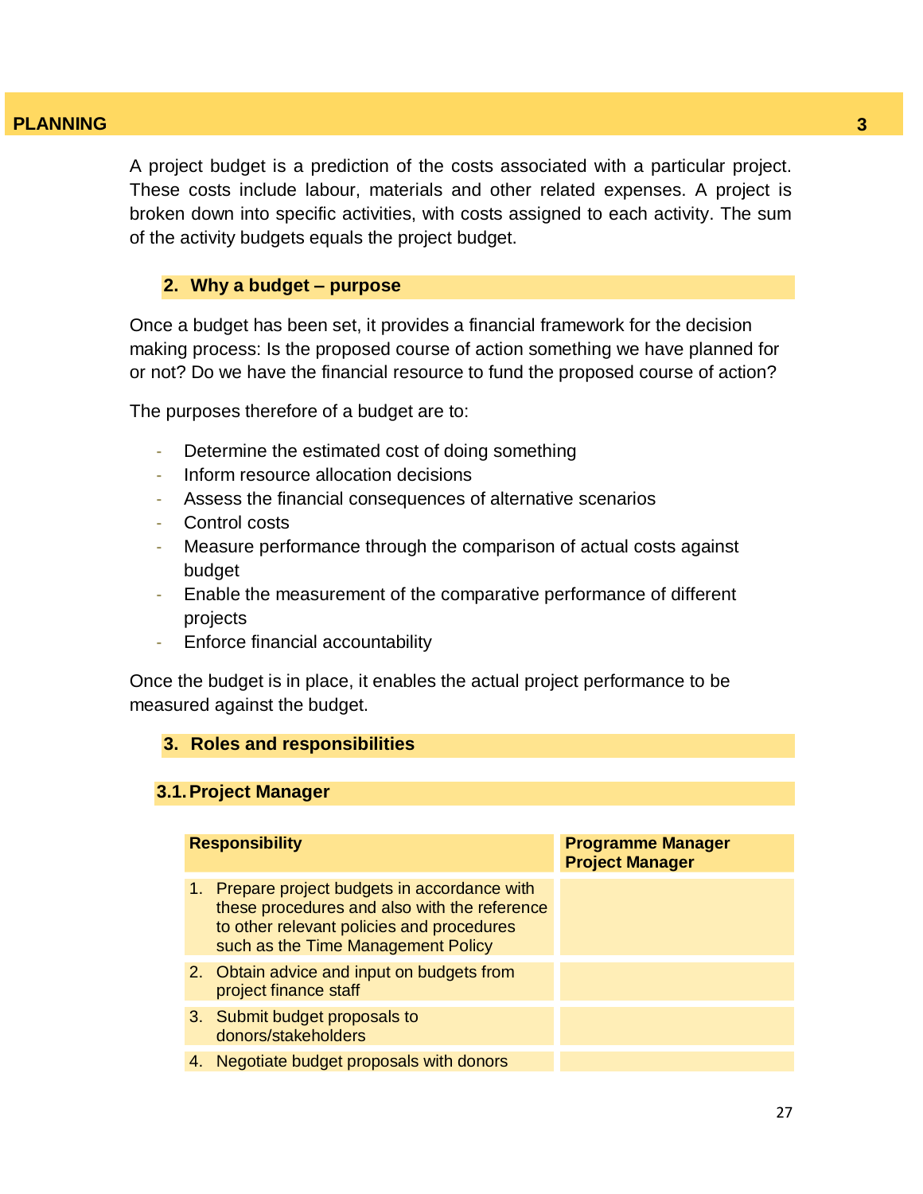A project budget is a prediction of the costs associated with a particular project. These costs include labour, materials and other related expenses. A project is broken down into specific activities, with costs assigned to each activity. The sum of the activity budgets equals the project budget.

## 2. Why a budget – purpose

Once a budget has been set, it provides a financial framework for the decision making process: Is the proposed course of action something we have planned for or not? Do we have the financial resource to fund the proposed course of action?

The purposes therefore of a budget are to:

- Determine the estimated cost of doing something
- Inform resource allocation decisions
- Assess the financial consequences of alternative scenarios
- Control costs
- Measure performance through the comparison of actual costs against budget
- Enable the measurement of the comparative performance of different projects
- Enforce financial accountability

Once the budget is in place, it enables the actual project performance to be measured against the budget.

## 3. Roles and responsibilities

### 3.1. Project Manager

| Responsibility | Programme Manager Project Manager |
|---|---|
| 1. Prepare project budgets in accordance with these procedures and also with the reference to other relevant policies and procedures such as the Time Management Policy | |
| 2. Obtain advice and input on budgets from project finance staff | |
| 3. Submit budget proposals to donors/stakeholders | |
| 4. Negotiate budget proposals with donors | |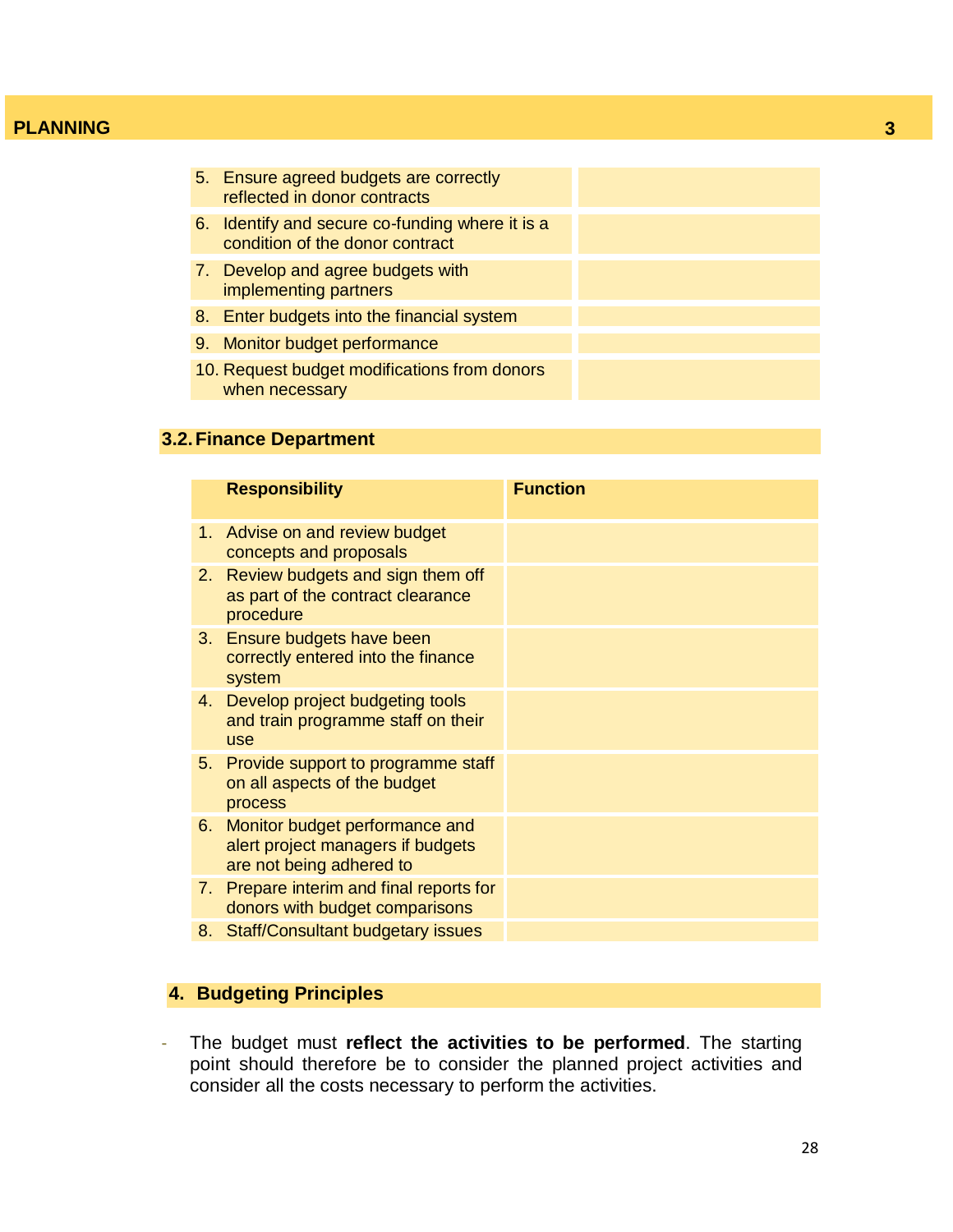| | |
|---|---|
| 5. Ensure agreed budgets are correctly reflected in donor contracts | |
| 6. Identify and secure co-funding where it is a condition of the donor contract | |
| 7. Develop and agree budgets with implementing partners | |
| 8. Enter budgets into the financial system | |
| 9. Monitor budget performance | |
| 10. Request budget modifications from donors when necessary | |

### 3.2. Finance Department

| Responsibility | Function |
|---|---|
| 1. Advise on and review budget concepts and proposals | |
| 2. Review budgets and sign them off as part of the contract clearance procedure | |
| 3. Ensure budgets have been correctly entered into the finance system | |
| 4. Develop project budgeting tools and train programme staff on their use | |
| 5. Provide support to programme staff on all aspects of the budget process | |
| 6. Monitor budget performance and alert project managers if budgets are not being adhered to | |
| 7. Prepare interim and final reports for donors with budget comparisons | |
| 8. Staff/Consultant budgetary issues | |

## 4. Budgeting Principles

- The budget must **reflect the activities to be performed**. The starting point should therefore be to consider the planned project activities and consider all the costs necessary to perform the activities.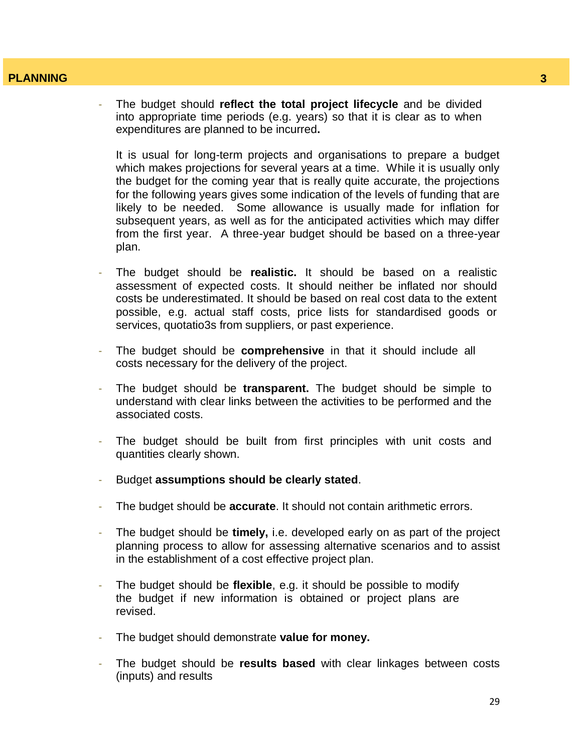- The budget should **reflect the total project lifecycle** and be divided into appropriate time periods (e.g. years) so that it is clear as to when expenditures are planned to be incurred**.**

  It is usual for long-term projects and organisations to prepare a budget which makes projections for several years at a time. While it is usually only the budget for the coming year that is really quite accurate, the projections for the following years gives some indication of the levels of funding that are likely to be needed. Some allowance is usually made for inflation for subsequent years, as well as for the anticipated activities which may differ from the first year. A three-year budget should be based on a three-year plan.

- The budget should be **realistic.** It should be based on a realistic assessment of expected costs. It should neither be inflated nor should costs be underestimated. It should be based on real cost data to the extent possible, e.g. actual staff costs, price lists for standardised goods or services, quotatio3s from suppliers, or past experience.

- The budget should be **comprehensive** in that it should include all costs necessary for the delivery of the project.

- The budget should be **transparent.** The budget should be simple to understand with clear links between the activities to be performed and the associated costs.

- The budget should be built from first principles with unit costs and quantities clearly shown.

- Budget **assumptions should be clearly stated**.

- The budget should be **accurate**. It should not contain arithmetic errors.

- The budget should be **timely,** i.e. developed early on as part of the project planning process to allow for assessing alternative scenarios and to assist in the establishment of a cost effective project plan.

- The budget should be **flexible**, e.g. it should be possible to modify the budget if new information is obtained or project plans are revised.

- The budget should demonstrate **value for money.**

- The budget should be **results based** with clear linkages between costs (inputs) and results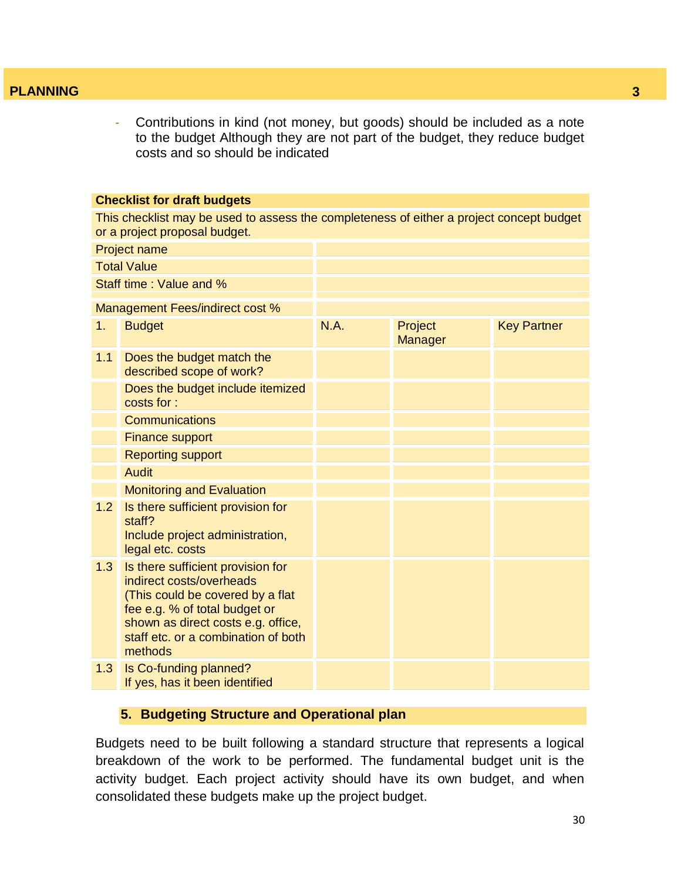- Contributions in kind (not money, but goods) should be included as a note to the budget Although they are not part of the budget, they reduce budget costs and so should be indicated

| **Checklist for draft budgets** | | | | |
|---|---|---|---|---|
| This checklist may be used to assess the completeness of either a project concept budget or a project proposal budget. | | | | |
| Project name | | | | |
| Total Value | | | | |
| Staff time : Value and % | | | | |
| Management Fees/indirect cost % | | | | |
| 1. | Budget | N.A. | Project Manager | Key Partner |
| 1.1 | Does the budget match the described scope of work? | | | |
| | Does the budget include itemized costs for : | | | |
| | Communications | | | |
| | Finance support | | | |
| | Reporting support | | | |
| | Audit | | | |
| | Monitoring and Evaluation | | | |
| 1.2 | Is there sufficient provision for staff? Include project administration, legal etc. costs | | | |
| 1.3 | Is there sufficient provision for indirect costs/overheads (This could be covered by a flat fee e.g. % of total budget or shown as direct costs e.g. office, staff etc. or a combination of both methods | | | |
| 1.3 | Is Co-funding planned? If yes, has it been identified | | | |

## 5. Budgeting Structure and Operational plan

Budgets need to be built following a standard structure that represents a logical breakdown of the work to be performed. The fundamental budget unit is the activity budget. Each project activity should have its own budget, and when consolidated these budgets make up the project budget.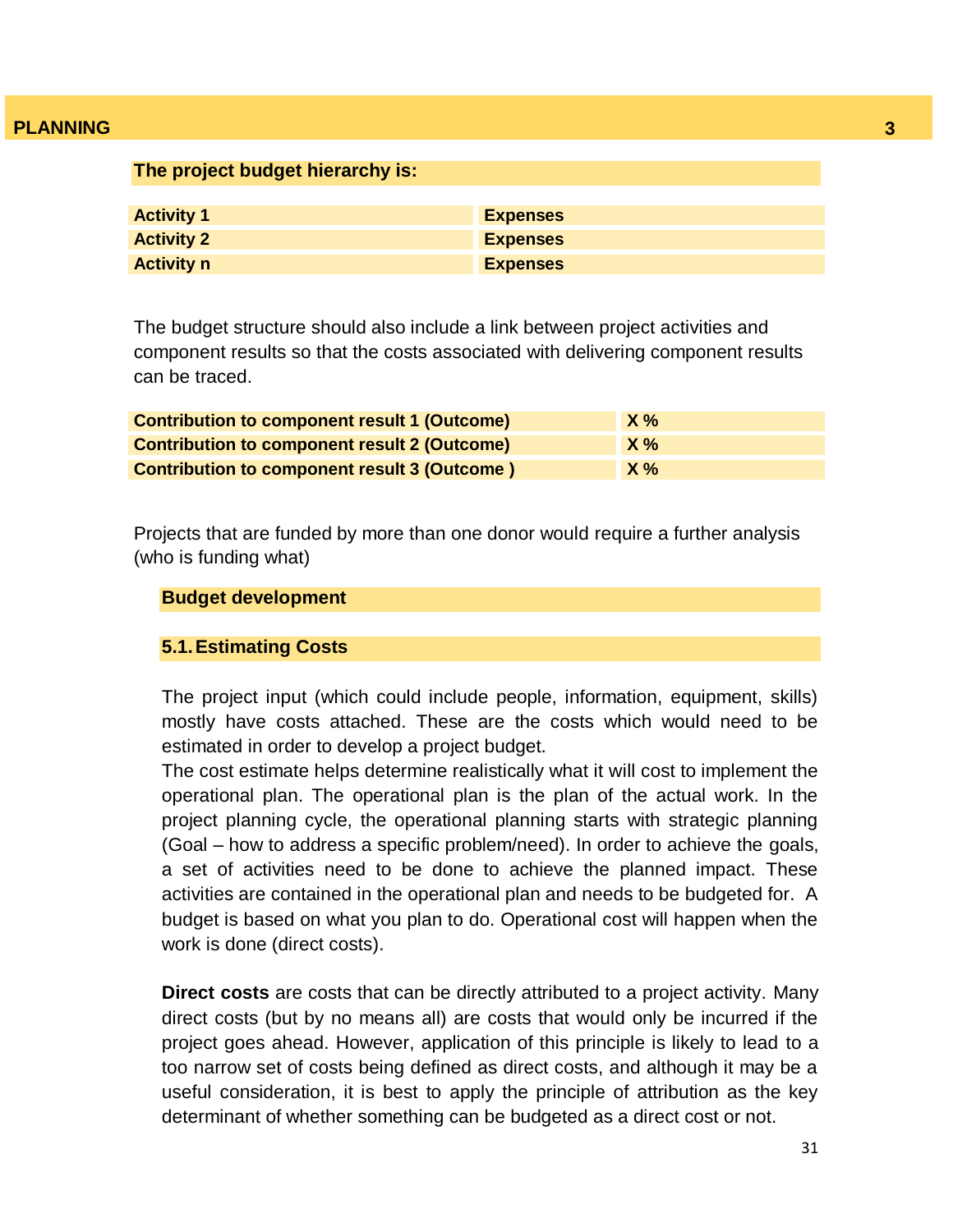**The project budget hierarchy is:**

| Activity 1 | Expenses |
|---|---|
| Activity 2 | Expenses |
| Activity n | Expenses |

The budget structure should also include a link between project activities and component results so that the costs associated with delivering component results can be traced.

| Contribution to component result 1 (Outcome) | X % |
|---|---|
| Contribution to component result 2 (Outcome) | X % |
| Contribution to component result 3 (Outcome ) | X % |

Projects that are funded by more than one donor would require a further analysis (who is funding what)

## Budget development

### 5.1. Estimating Costs

The project input (which could include people, information, equipment, skills) mostly have costs attached. These are the costs which would need to be estimated in order to develop a project budget.
The cost estimate helps determine realistically what it will cost to implement the operational plan. The operational plan is the plan of the actual work. In the project planning cycle, the operational planning starts with strategic planning (Goal – how to address a specific problem/need). In order to achieve the goals, a set of activities need to be done to achieve the planned impact. These activities are contained in the operational plan and needs to be budgeted for. A budget is based on what you plan to do. Operational cost will happen when the work is done (direct costs).

**Direct costs** are costs that can be directly attributed to a project activity. Many direct costs (but by no means all) are costs that would only be incurred if the project goes ahead. However, application of this principle is likely to lead to a too narrow set of costs being defined as direct costs, and although it may be a useful consideration, it is best to apply the principle of attribution as the key determinant of whether something can be budgeted as a direct cost or not.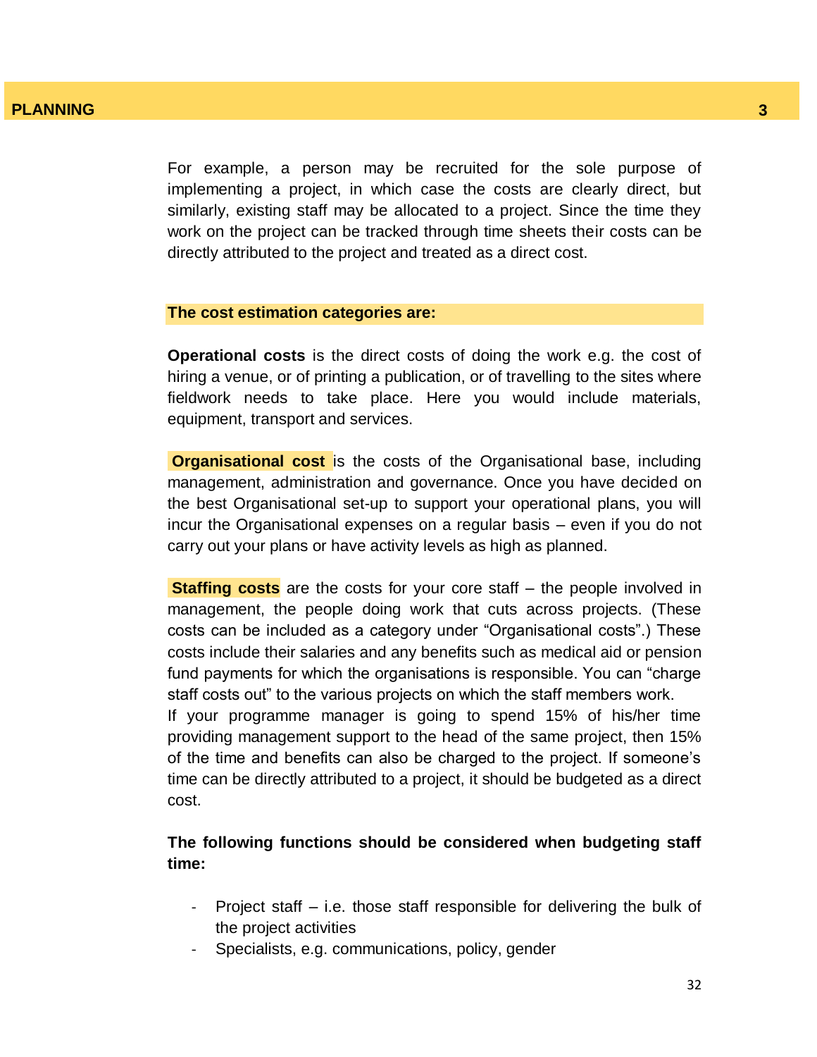For example, a person may be recruited for the sole purpose of implementing a project, in which case the costs are clearly direct, but similarly, existing staff may be allocated to a project. Since the time they work on the project can be tracked through time sheets their costs can be directly attributed to the project and treated as a direct cost.

**The cost estimation categories are:**

**Operational costs** is the direct costs of doing the work e.g. the cost of hiring a venue, or of printing a publication, or of travelling to the sites where fieldwork needs to take place. Here you would include materials, equipment, transport and services.

**Organisational cost** is the costs of the Organisational base, including management, administration and governance. Once you have decided on the best Organisational set-up to support your operational plans, you will incur the Organisational expenses on a regular basis – even if you do not carry out your plans or have activity levels as high as planned.

**Staffing costs** are the costs for your core staff – the people involved in management, the people doing work that cuts across projects. (These costs can be included as a category under "Organisational costs".) These costs include their salaries and any benefits such as medical aid or pension fund payments for which the organisations is responsible. You can "charge staff costs out" to the various projects on which the staff members work.
If your programme manager is going to spend 15% of his/her time providing management support to the head of the same project, then 15% of the time and benefits can also be charged to the project. If someone's time can be directly attributed to a project, it should be budgeted as a direct cost.

**The following functions should be considered when budgeting staff time:**

- Project staff – i.e. those staff responsible for delivering the bulk of the project activities
- Specialists, e.g. communications, policy, gender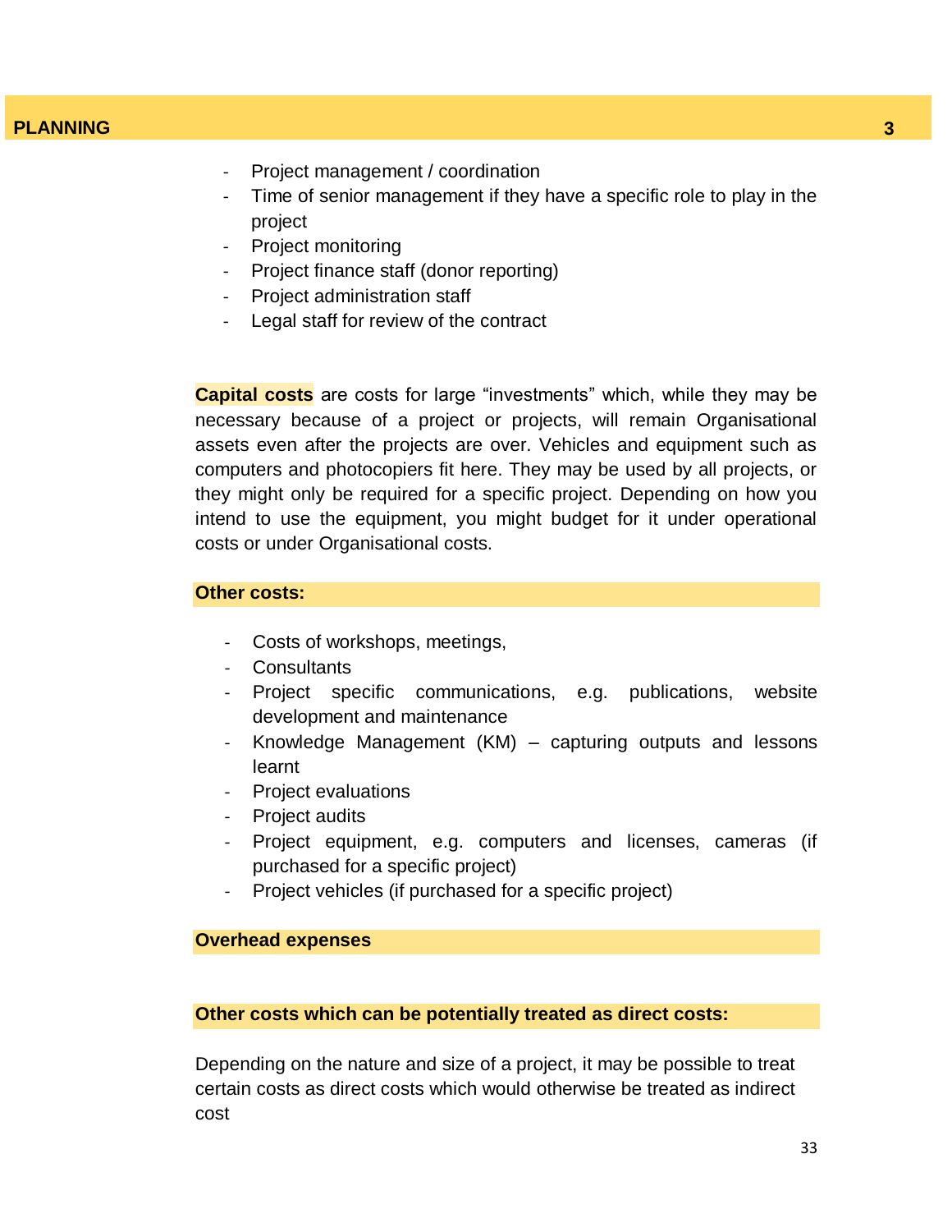- Project management / coordination
- Time of senior management if they have a specific role to play in the project
- Project monitoring
- Project finance staff (donor reporting)
- Project administration staff
- Legal staff for review of the contract

**Capital costs** are costs for large "investments" which, while they may be necessary because of a project or projects, will remain Organisational assets even after the projects are over. Vehicles and equipment such as computers and photocopiers fit here. They may be used by all projects, or they might only be required for a specific project. Depending on how you intend to use the equipment, you might budget for it under operational costs or under Organisational costs.

**Other costs:**

- Costs of workshops, meetings,
- Consultants
- Project specific communications, e.g. publications, website development and maintenance
- Knowledge Management (KM) – capturing outputs and lessons learnt
- Project evaluations
- Project audits
- Project equipment, e.g. computers and licenses, cameras (if purchased for a specific project)
- Project vehicles (if purchased for a specific project)

**Overhead expenses**

**Other costs which can be potentially treated as direct costs:**

Depending on the nature and size of a project, it may be possible to treat certain costs as direct costs which would otherwise be treated as indirect cost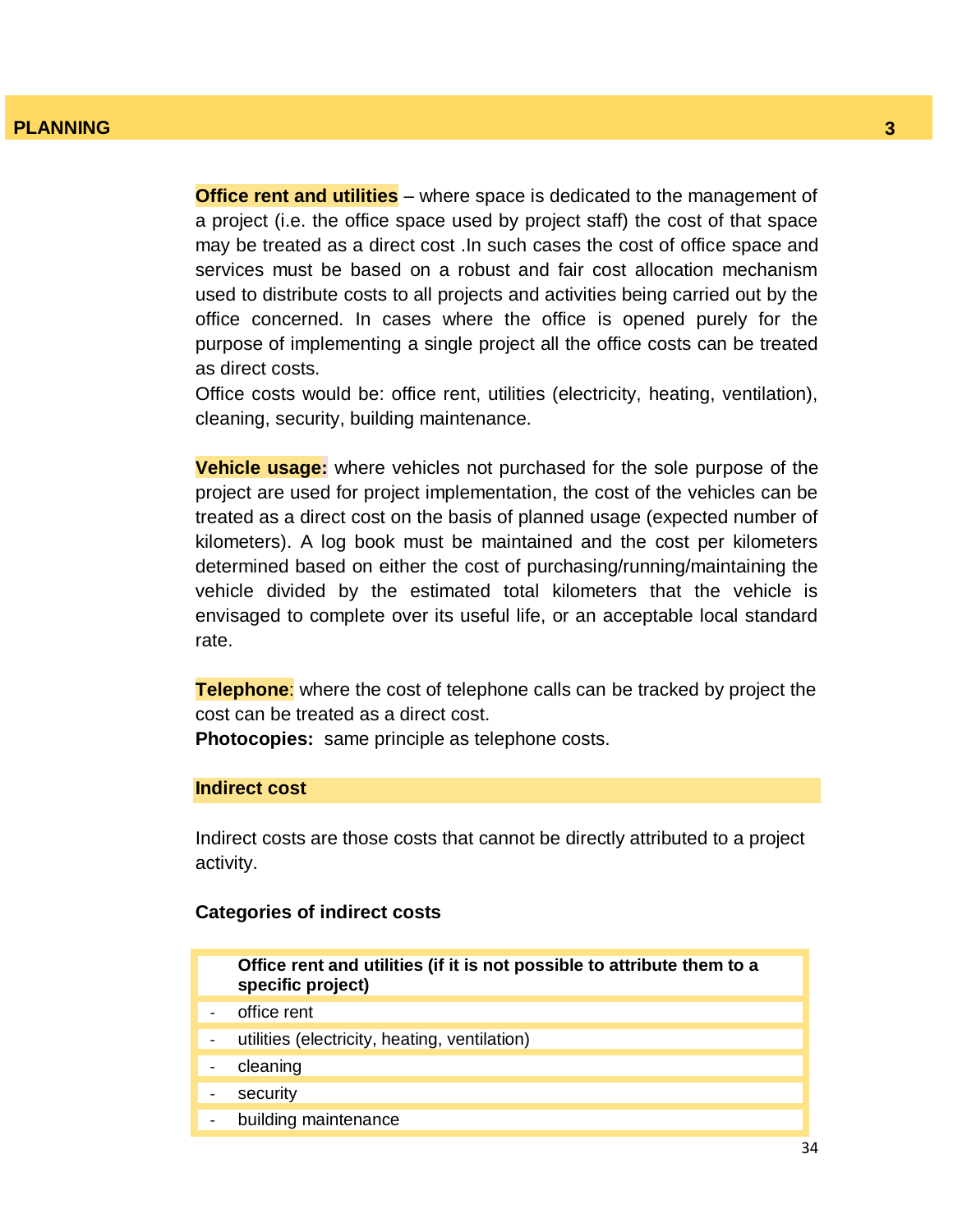**Office rent and utilities** – where space is dedicated to the management of a project (i.e. the office space used by project staff) the cost of that space may be treated as a direct cost .In such cases the cost of office space and services must be based on a robust and fair cost allocation mechanism used to distribute costs to all projects and activities being carried out by the office concerned. In cases where the office is opened purely for the purpose of implementing a single project all the office costs can be treated as direct costs.
Office costs would be: office rent, utilities (electricity, heating, ventilation), cleaning, security, building maintenance.

**Vehicle usage:** where vehicles not purchased for the sole purpose of the project are used for project implementation, the cost of the vehicles can be treated as a direct cost on the basis of planned usage (expected number of kilometers). A log book must be maintained and the cost per kilometers determined based on either the cost of purchasing/running/maintaining the vehicle divided by the estimated total kilometers that the vehicle is envisaged to complete over its useful life, or an acceptable local standard rate.

**Telephone**: where the cost of telephone calls can be tracked by project the cost can be treated as a direct cost.
**Photocopies:** same principle as telephone costs.

### Indirect cost

Indirect costs are those costs that cannot be directly attributed to a project activity.

**Categories of indirect costs**

| | **Office rent and utilities (if it is not possible to attribute them to a specific project)** |
|---|---|
| - | office rent |
| - | utilities (electricity, heating, ventilation) |
| - | cleaning |
| - | security |
| - | building maintenance |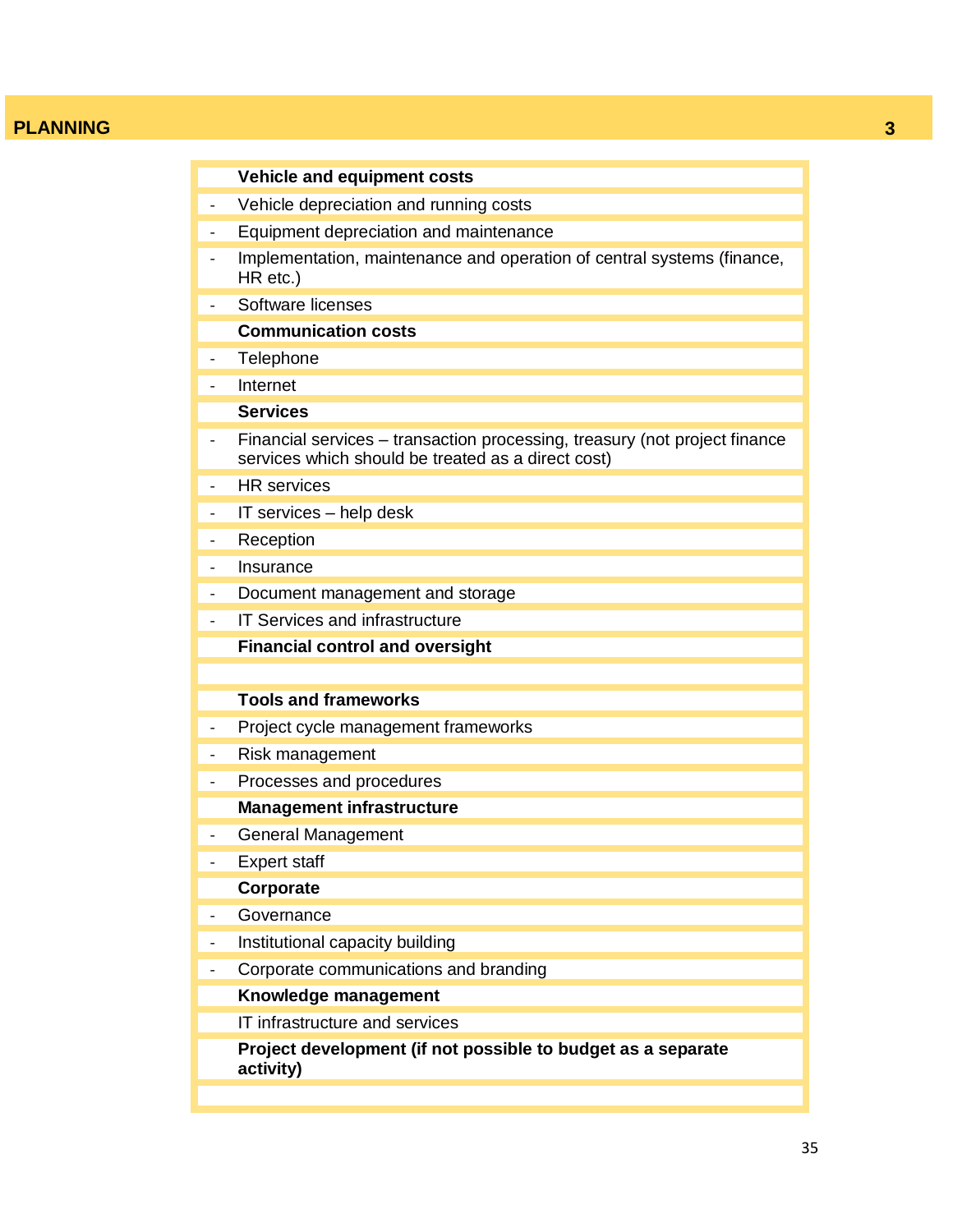| | |
|---|---|
| | **Vehicle and equipment costs** |
| - | Vehicle depreciation and running costs |
| - | Equipment depreciation and maintenance |
| - | Implementation, maintenance and operation of central systems (finance, HR etc.) |
| - | Software licenses |
| | **Communication costs** |
| - | Telephone |
| - | Internet |
| | **Services** |
| - | Financial services – transaction processing, treasury (not project finance services which should be treated as a direct cost) |
| - | HR services |
| - | IT services – help desk |
| - | Reception |
| - | Insurance |
| - | Document management and storage |
| - | IT Services and infrastructure |
| | **Financial control and oversight** |
| | |
| | **Tools and frameworks** |
| - | Project cycle management frameworks |
| - | Risk management |
| - | Processes and procedures |
| | **Management infrastructure** |
| - | General Management |
| - | Expert staff |
| | **Corporate** |
| - | Governance |
| - | Institutional capacity building |
| - | Corporate communications and branding |
| | **Knowledge management** |
| | IT infrastructure and services |
| | **Project development (if not possible to budget as a separate activity)** |
| | |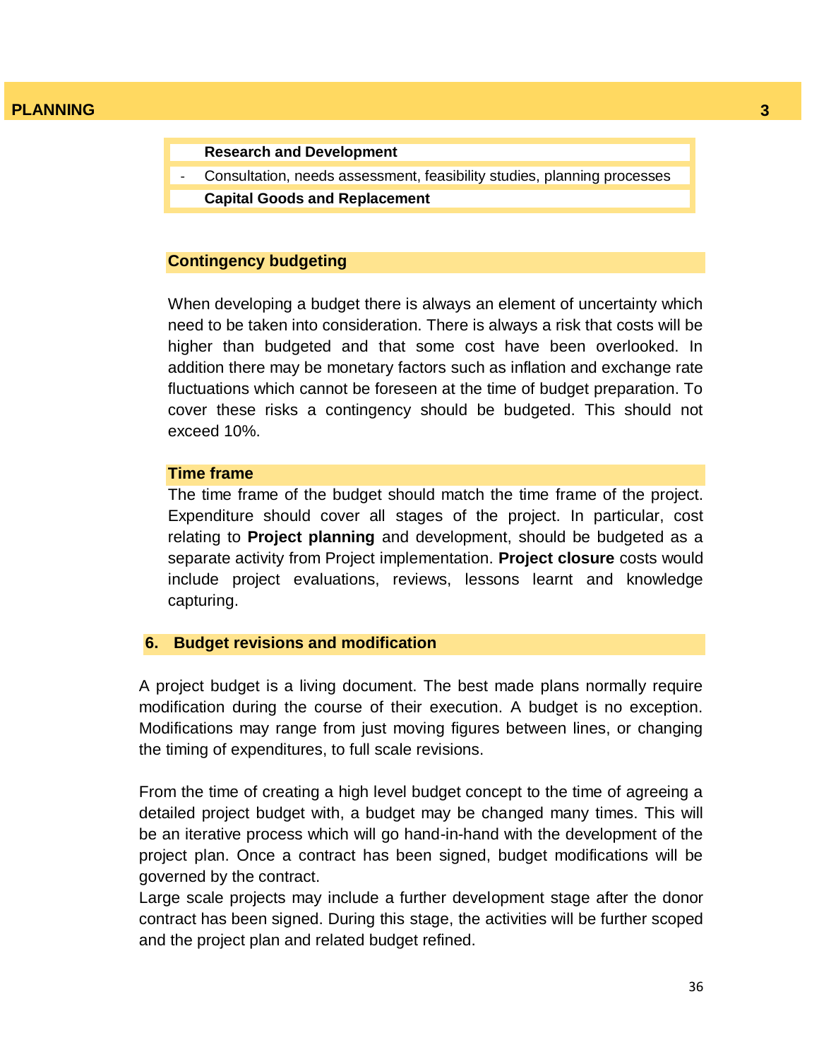| Research and Development |
|---|
| - Consultation, needs assessment, feasibility studies, planning processes |
| **Capital Goods and Replacement** |

### Contingency budgeting

When developing a budget there is always an element of uncertainty which need to be taken into consideration. There is always a risk that costs will be higher than budgeted and that some cost have been overlooked. In addition there may be monetary factors such as inflation and exchange rate fluctuations which cannot be foreseen at the time of budget preparation. To cover these risks a contingency should be budgeted. This should not exceed 10%.

### Time frame

The time frame of the budget should match the time frame of the project. Expenditure should cover all stages of the project. In particular, cost relating to **Project planning** and development, should be budgeted as a separate activity from Project implementation. **Project closure** costs would include project evaluations, reviews, lessons learnt and knowledge capturing.

## 6. Budget revisions and modification

A project budget is a living document. The best made plans normally require modification during the course of their execution. A budget is no exception. Modifications may range from just moving figures between lines, or changing the timing of expenditures, to full scale revisions.

From the time of creating a high level budget concept to the time of agreeing a detailed project budget with, a budget may be changed many times. This will be an iterative process which will go hand-in-hand with the development of the project plan. Once a contract has been signed, budget modifications will be governed by the contract.
Large scale projects may include a further development stage after the donor contract has been signed. During this stage, the activities will be further scoped and the project plan and related budget refined.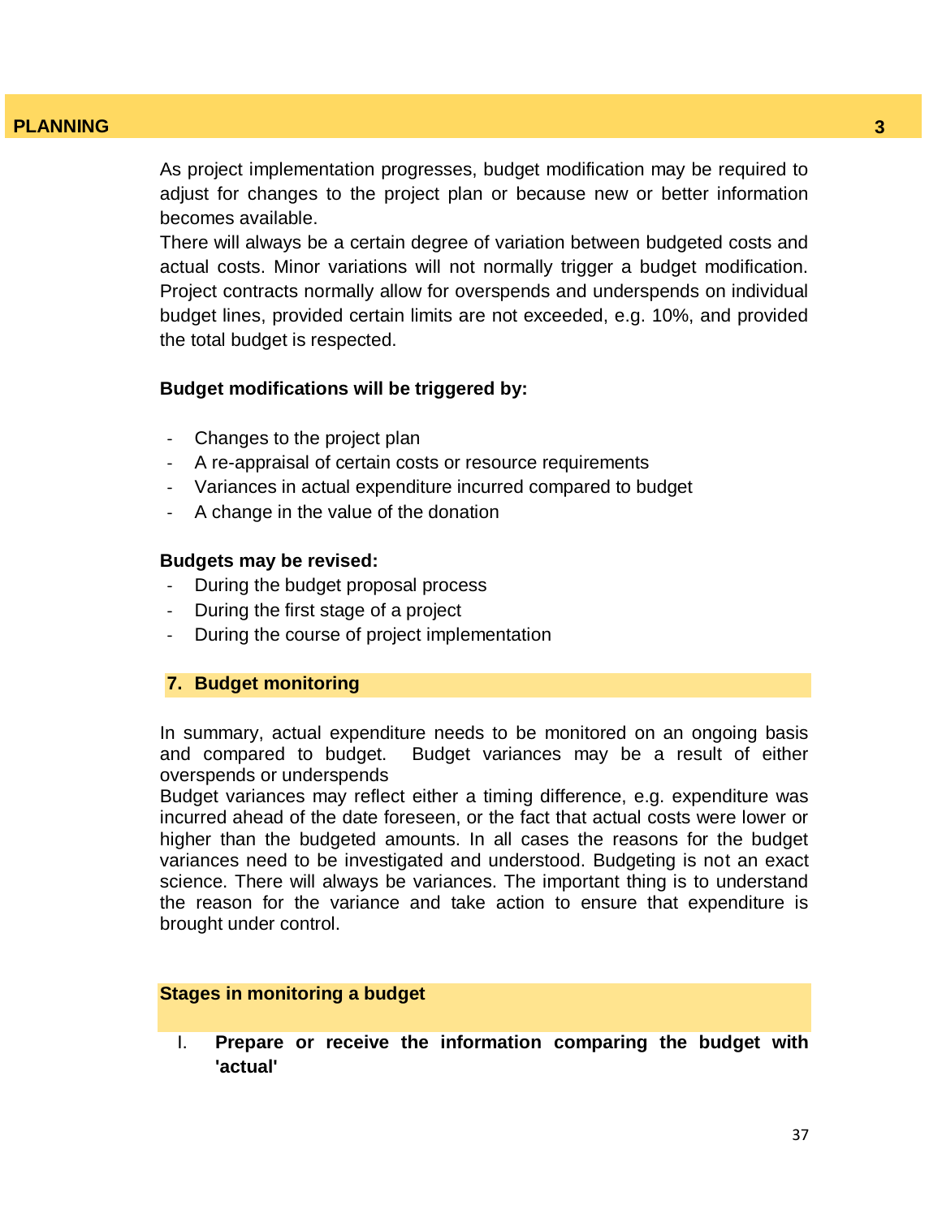As project implementation progresses, budget modification may be required to adjust for changes to the project plan or because new or better information becomes available.

There will always be a certain degree of variation between budgeted costs and actual costs. Minor variations will not normally trigger a budget modification. Project contracts normally allow for overspends and underspends on individual budget lines, provided certain limits are not exceeded, e.g. 10%, and provided the total budget is respected.

**Budget modifications will be triggered by:**

- Changes to the project plan
- A re-appraisal of certain costs or resource requirements
- Variances in actual expenditure incurred compared to budget
- A change in the value of the donation

**Budgets may be revised:**

- During the budget proposal process
- During the first stage of a project
- During the course of project implementation

## 7. Budget monitoring

In summary, actual expenditure needs to be monitored on an ongoing basis and compared to budget. Budget variances may be a result of either overspends or underspends

Budget variances may reflect either a timing difference, e.g. expenditure was incurred ahead of the date foreseen, or the fact that actual costs were lower or higher than the budgeted amounts. In all cases the reasons for the budget variances need to be investigated and understood. Budgeting is not an exact science. There will always be variances. The important thing is to understand the reason for the variance and take action to ensure that expenditure is brought under control.

### Stages in monitoring a budget

I. **Prepare or receive the information comparing the budget with 'actual'**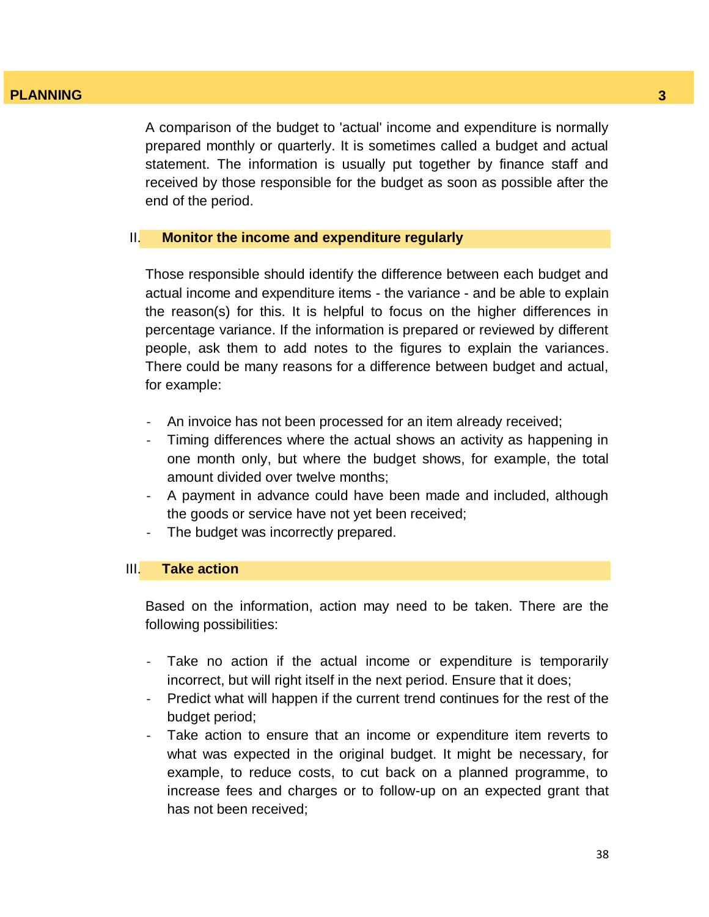A comparison of the budget to 'actual' income and expenditure is normally prepared monthly or quarterly. It is sometimes called a budget and actual statement. The information is usually put together by finance staff and received by those responsible for the budget as soon as possible after the end of the period.

### II. Monitor the income and expenditure regularly

Those responsible should identify the difference between each budget and actual income and expenditure items - the variance - and be able to explain the reason(s) for this. It is helpful to focus on the higher differences in percentage variance. If the information is prepared or reviewed by different people, ask them to add notes to the figures to explain the variances. There could be many reasons for a difference between budget and actual, for example:

- An invoice has not been processed for an item already received;
- Timing differences where the actual shows an activity as happening in one month only, but where the budget shows, for example, the total amount divided over twelve months;
- A payment in advance could have been made and included, although the goods or service have not yet been received;
- The budget was incorrectly prepared.

### III. Take action

Based on the information, action may need to be taken. There are the following possibilities:

- Take no action if the actual income or expenditure is temporarily incorrect, but will right itself in the next period. Ensure that it does;
- Predict what will happen if the current trend continues for the rest of the budget period;
- Take action to ensure that an income or expenditure item reverts to what was expected in the original budget. It might be necessary, for example, to reduce costs, to cut back on a planned programme, to increase fees and charges or to follow-up on an expected grant that has not been received;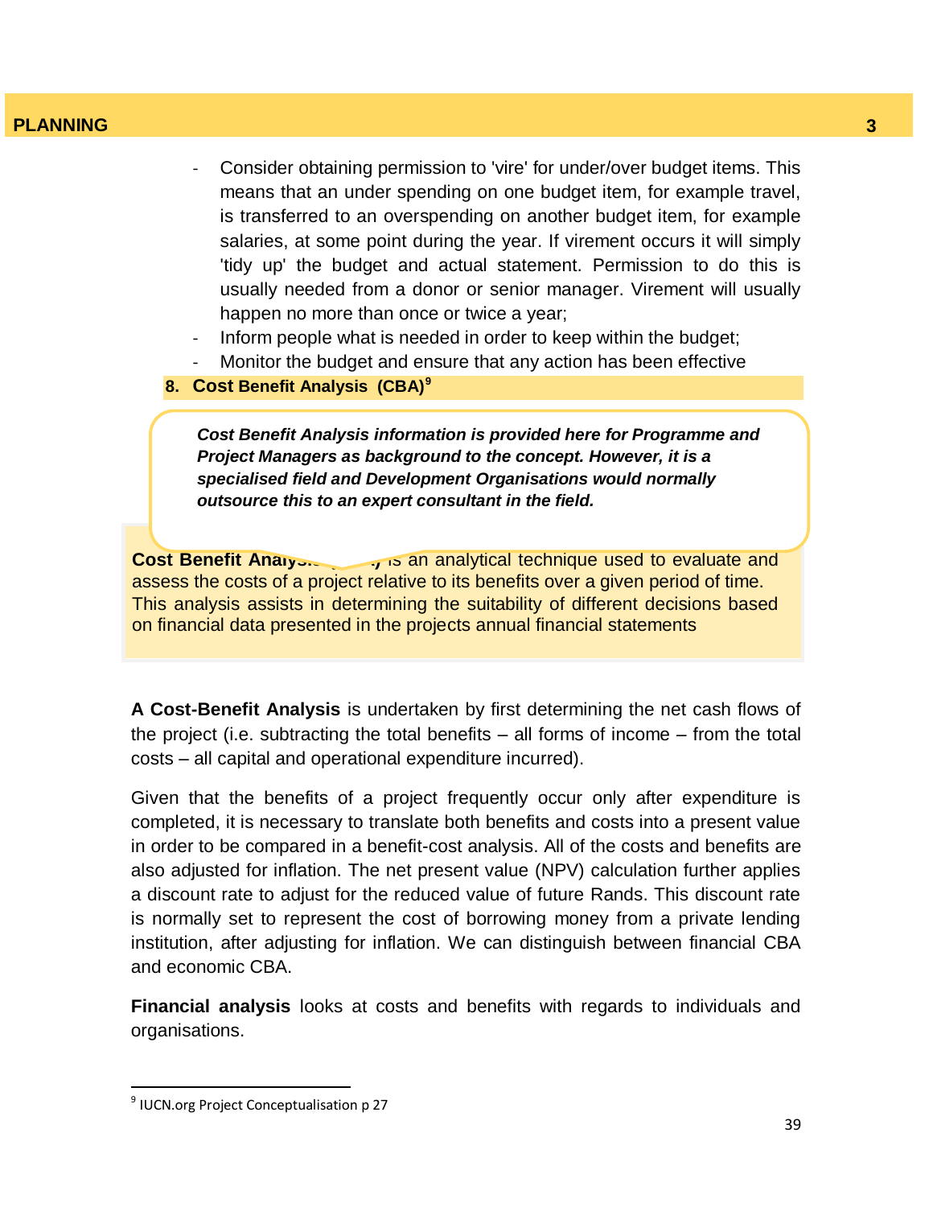- Consider obtaining permission to 'vire' for under/over budget items. This means that an under spending on one budget item, for example travel, is transferred to an overspending on another budget item, for example salaries, at some point during the year. If virement occurs it will simply 'tidy up' the budget and actual statement. Permission to do this is usually needed from a donor or senior manager. Virement will usually happen no more than once or twice a year;
- Inform people what is needed in order to keep within the budget;
- Monitor the budget and ensure that any action has been effective

## 8. Cost Benefit Analysis (CBA)[9]

***Cost Benefit Analysis information is provided here for Programme and Project Managers as background to the concept. However, it is a specialised field and Development Organisations would normally outsource this to an expert consultant in the field.***

**Cost Benefit Analysis (CBA)** is an analytical technique used to evaluate and assess the costs of a project relative to its benefits over a given period of time. This analysis assists in determining the suitability of different decisions based on financial data presented in the projects annual financial statements

**A Cost-Benefit Analysis** is undertaken by first determining the net cash flows of the project (i.e. subtracting the total benefits – all forms of income – from the total costs – all capital and operational expenditure incurred).

Given that the benefits of a project frequently occur only after expenditure is completed, it is necessary to translate both benefits and costs into a present value in order to be compared in a benefit-cost analysis. All of the costs and benefits are also adjusted for inflation. The net present value (NPV) calculation further applies a discount rate to adjust for the reduced value of future Rands. This discount rate is normally set to represent the cost of borrowing money from a private lending institution, after adjusting for inflation. We can distinguish between financial CBA and economic CBA.

**Financial analysis** looks at costs and benefits with regards to individuals and organisations.

---

[9] IUCN.org Project Conceptualisation p 27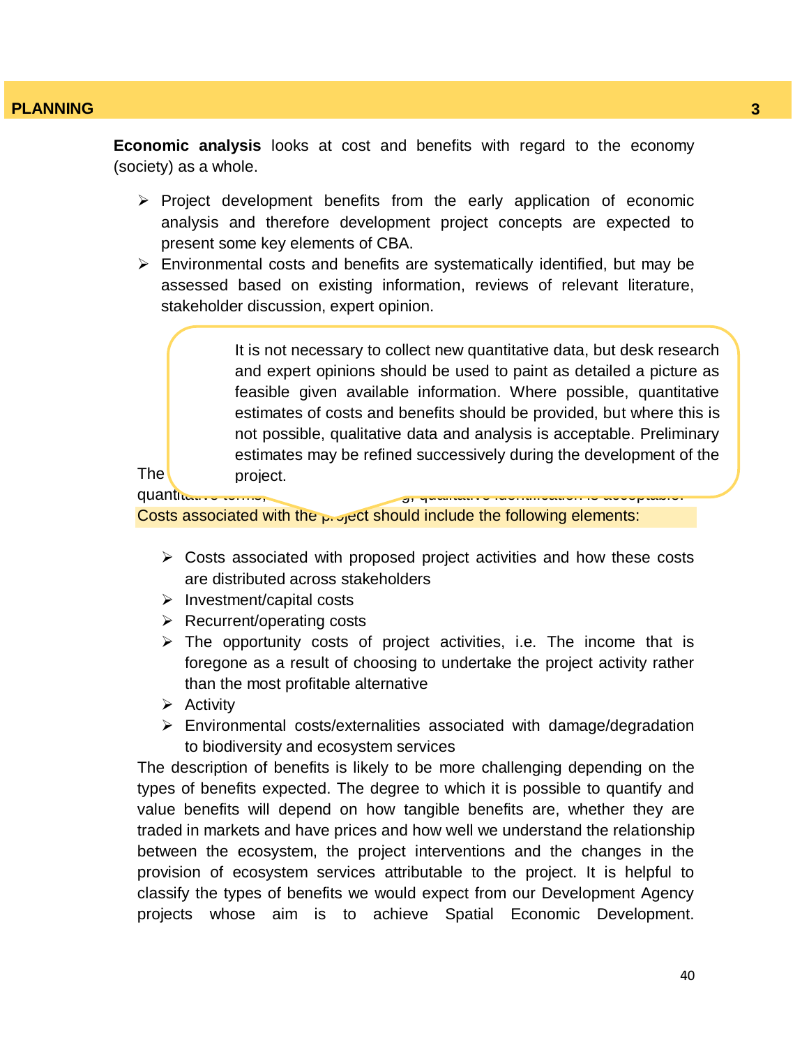**Economic analysis** looks at cost and benefits with regard to the economy (society) as a whole.

- Project development benefits from the early application of economic analysis and therefore development project concepts are expected to present some key elements of CBA.
- Environmental costs and benefits are systematically identified, but may be assessed based on existing information, reviews of relevant literature, stakeholder discussion, expert opinion.

It is not necessary to collect new quantitative data, but desk research and expert opinions should be used to paint as detailed a picture as feasible given available information. Where possible, quantitative estimates of costs and benefits should be provided, but where this is not possible, qualitative data and analysis is acceptable. Preliminary estimates may be refined successively during the development of the project.

The quantitative terms, g, qualitative identification is acceptable.

Costs associated with the project should include the following elements:

- Costs associated with proposed project activities and how these costs are distributed across stakeholders
- Investment/capital costs
- Recurrent/operating costs
- The opportunity costs of project activities, i.e. The income that is foregone as a result of choosing to undertake the project activity rather than the most profitable alternative
- Activity
- Environmental costs/externalities associated with damage/degradation to biodiversity and ecosystem services

The description of benefits is likely to be more challenging depending on the types of benefits expected. The degree to which it is possible to quantify and value benefits will depend on how tangible benefits are, whether they are traded in markets and have prices and how well we understand the relationship between the ecosystem, the project interventions and the changes in the provision of ecosystem services attributable to the project. It is helpful to classify the types of benefits we would expect from our Development Agency projects whose aim is to achieve Spatial Economic Development.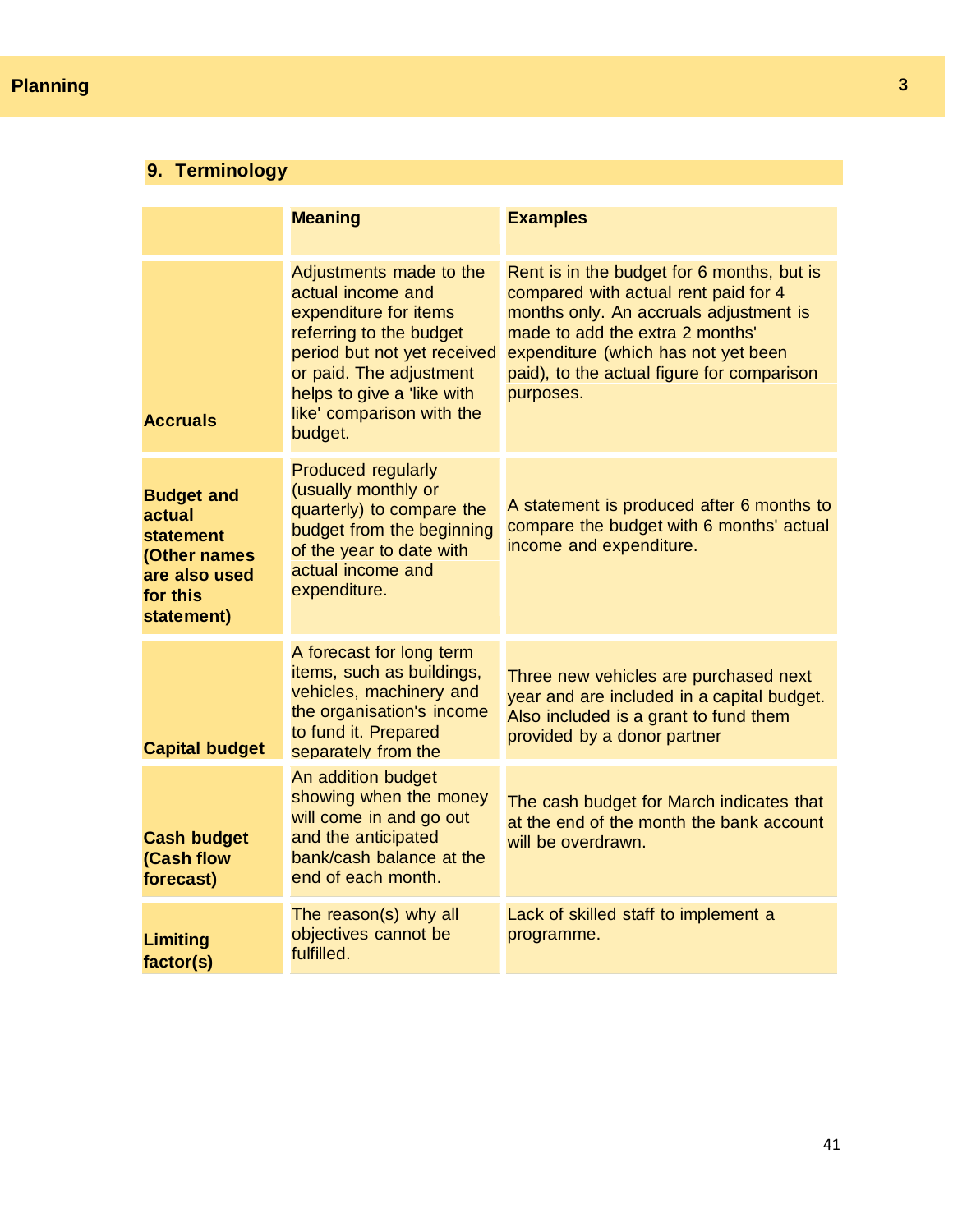## 9. Terminology

| | Meaning | Examples |
|---|---|---|
| **Accruals** | Adjustments made to the actual income and expenditure for items referring to the budget period but not yet received or paid. The adjustment helps to give a 'like with like' comparison with the budget. | Rent is in the budget for 6 months, but is compared with actual rent paid for 4 months only. An accruals adjustment is made to add the extra 2 months' expenditure (which has not yet been paid), to the actual figure for comparison purposes. |
| **Budget and actual statement (Other names are also used for this statement)** | Produced regularly (usually monthly or quarterly) to compare the budget from the beginning of the year to date with actual income and expenditure. | A statement is produced after 6 months to compare the budget with 6 months' actual income and expenditure. |
| **Capital budget** | A forecast for long term items, such as buildings, vehicles, machinery and the organisation's income to fund it. Prepared separately from the | Three new vehicles are purchased next year and are included in a capital budget. Also included is a grant to fund them provided by a donor partner |
| **Cash budget (Cash flow forecast)** | An addition budget showing when the money will come in and go out and the anticipated bank/cash balance at the end of each month. | The cash budget for March indicates that at the end of the month the bank account will be overdrawn. |
| **Limiting factor(s)** | The reason(s) why all objectives cannot be fulfilled. | Lack of skilled staff to implement a programme. |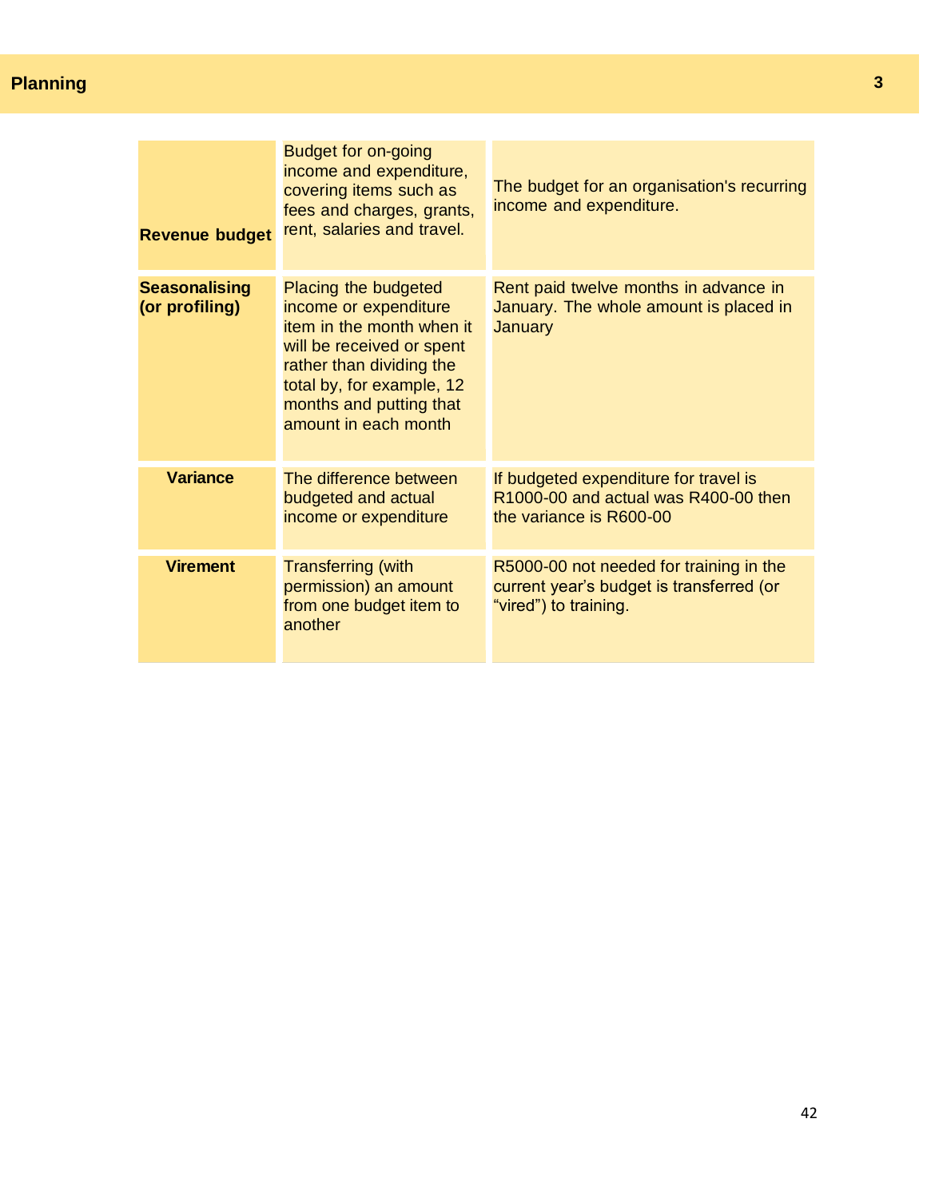| | | |
|---|---|---|
| **Revenue budget** | Budget for on-going income and expenditure, covering items such as fees and charges, grants, rent, salaries and travel. | The budget for an organisation's recurring income and expenditure. |
| **Seasonalising (or profiling)** | Placing the budgeted income or expenditure item in the month when it will be received or spent rather than dividing the total by, for example, 12 months and putting that amount in each month | Rent paid twelve months in advance in January. The whole amount is placed in January |
| **Variance** | The difference between budgeted and actual income or expenditure | If budgeted expenditure for travel is R1000-00 and actual was R400-00 then the variance is R600-00 |
| **Virement** | Transferring (with permission) an amount from one budget item to another | R5000-00 not needed for training in the current year's budget is transferred (or "vired") to training. |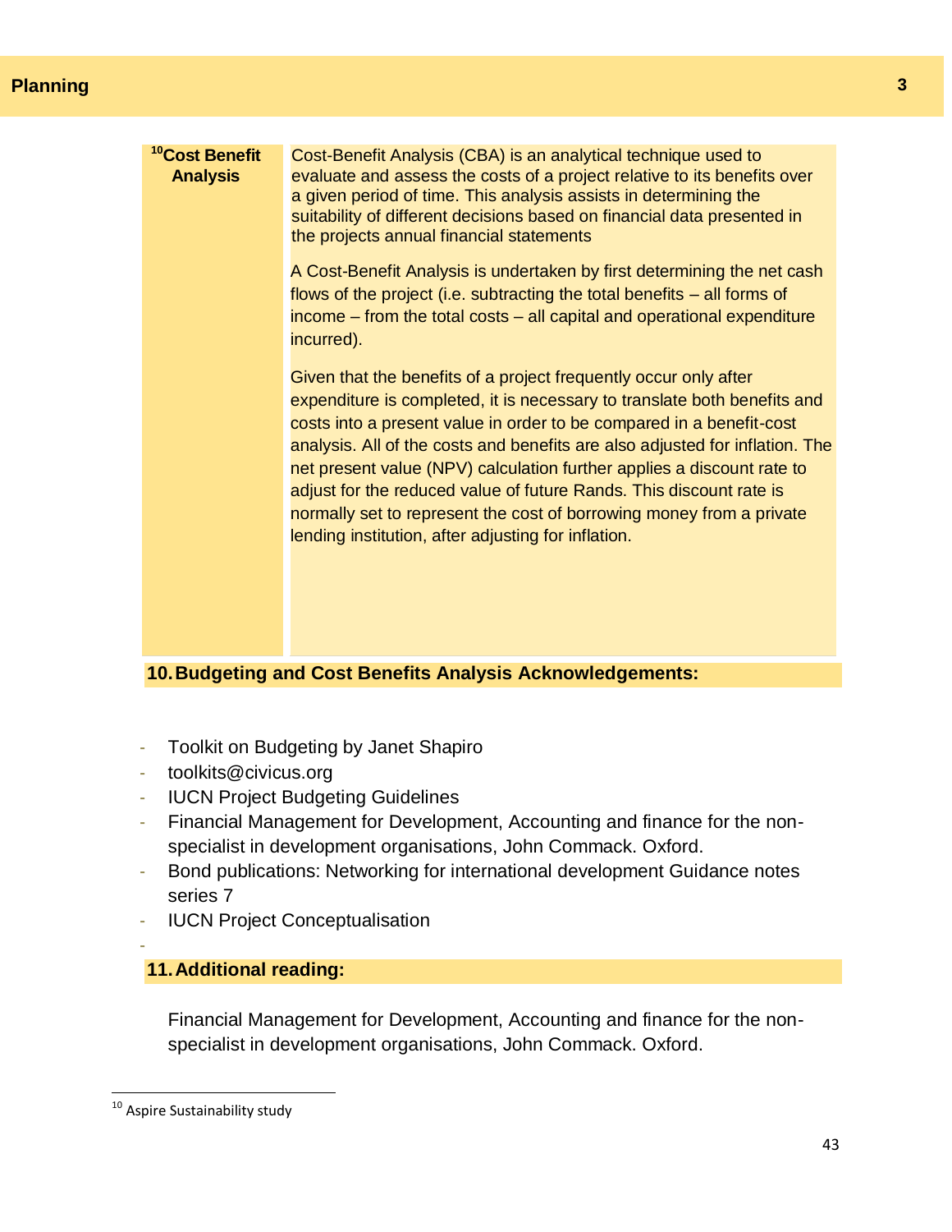| [10]Cost Benefit Analysis | Cost-Benefit Analysis (CBA) is an analytical technique used to evaluate and assess the costs of a project relative to its benefits over a given period of time. This analysis assists in determining the suitability of different decisions based on financial data presented in the projects annual financial statements<br><br>A Cost-Benefit Analysis is undertaken by first determining the net cash flows of the project (i.e. subtracting the total benefits – all forms of income – from the total costs – all capital and operational expenditure incurred).<br><br>Given that the benefits of a project frequently occur only after expenditure is completed, it is necessary to translate both benefits and costs into a present value in order to be compared in a benefit-cost analysis. All of the costs and benefits are also adjusted for inflation. The net present value (NPV) calculation further applies a discount rate to adjust for the reduced value of future Rands. This discount rate is normally set to represent the cost of borrowing money from a private lending institution, after adjusting for inflation. |
|---|---|

## 10. Budgeting and Cost Benefits Analysis Acknowledgements:

- Toolkit on Budgeting by Janet Shapiro
- toolkits@civicus.org
- IUCN Project Budgeting Guidelines
- Financial Management for Development, Accounting and finance for the non-specialist in development organisations, John Commack. Oxford.
- Bond publications: Networking for international development Guidance notes series 7
- IUCN Project Conceptualisation
-

## 11. Additional reading:

Financial Management for Development, Accounting and finance for the non-specialist in development organisations, John Commack. Oxford.

[10] Aspire Sustainability study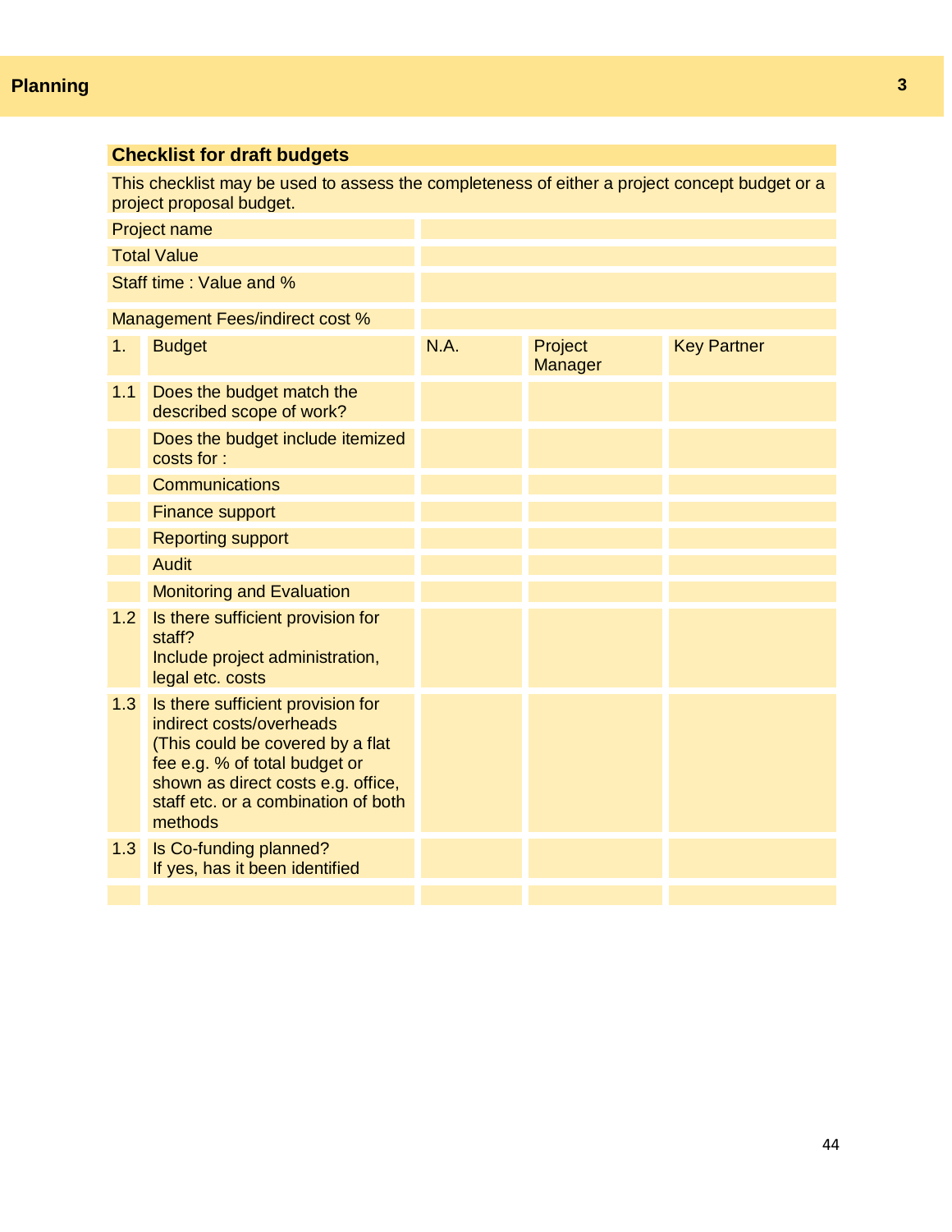## Checklist for draft budgets

This checklist may be used to assess the completeness of either a project concept budget or a project proposal budget.

| | |
|---|---|
| Project name | |
| Total Value | |
| Staff time : Value and % | |
| Management Fees/indirect cost % | |

| | | | | |
|---|---|---|---|---|
| 1. | Budget | N.A. | Project Manager | Key Partner |
| 1.1 | Does the budget match the described scope of work? | | | |
| | Does the budget include itemized costs for : | | | |
| | Communications | | | |
| | Finance support | | | |
| | Reporting support | | | |
| | Audit | | | |
| | Monitoring and Evaluation | | | |
| 1.2 | Is there sufficient provision for staff?<br>Include project administration, legal etc. costs | | | |
| 1.3 | Is there sufficient provision for indirect costs/overheads<br>(This could be covered by a flat fee e.g. % of total budget or shown as direct costs e.g. office, staff etc. or a combination of both methods | | | |
| 1.3 | Is Co-funding planned?<br>If yes, has it been identified | | | |
| | | | | |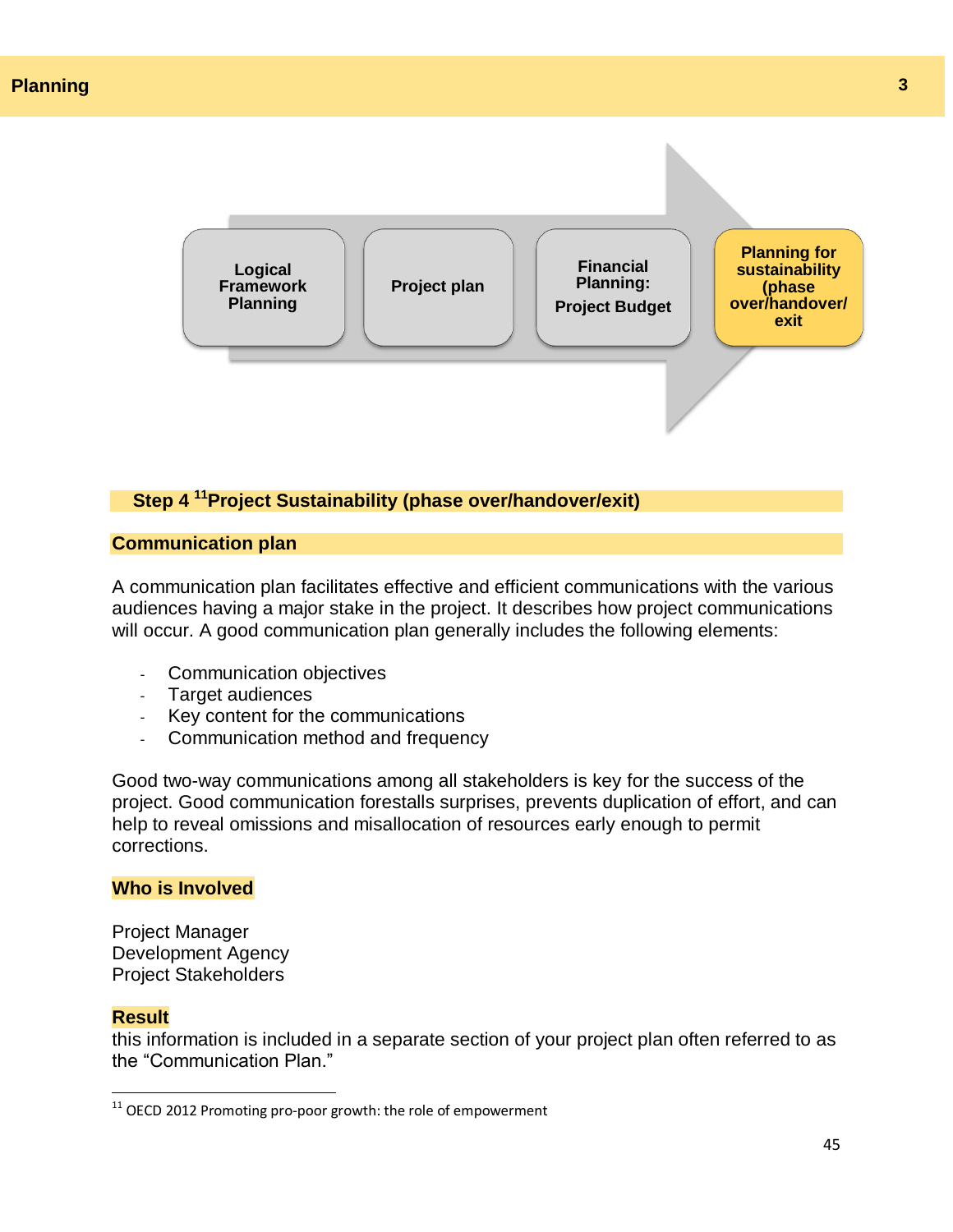Logical Framework Planning → Project plan → Financial Planning: Project Budget → **Planning for sustainability (phase over/handover/ exit**

## Step 4 [11]Project Sustainability (phase over/handover/exit)

### Communication plan

A communication plan facilitates effective and efficient communications with the various audiences having a major stake in the project. It describes how project communications will occur. A good communication plan generally includes the following elements:

- Communication objectives
- Target audiences
- Key content for the communications
- Communication method and frequency

Good two-way communications among all stakeholders is key for the success of the project. Good communication forestalls surprises, prevents duplication of effort, and can help to reveal omissions and misallocation of resources early enough to permit corrections.

### Who is Involved

Project Manager
Development Agency
Project Stakeholders

### Result

this information is included in a separate section of your project plan often referred to as the "Communication Plan."

[11] OECD 2012 Promoting pro-poor growth: the role of empowerment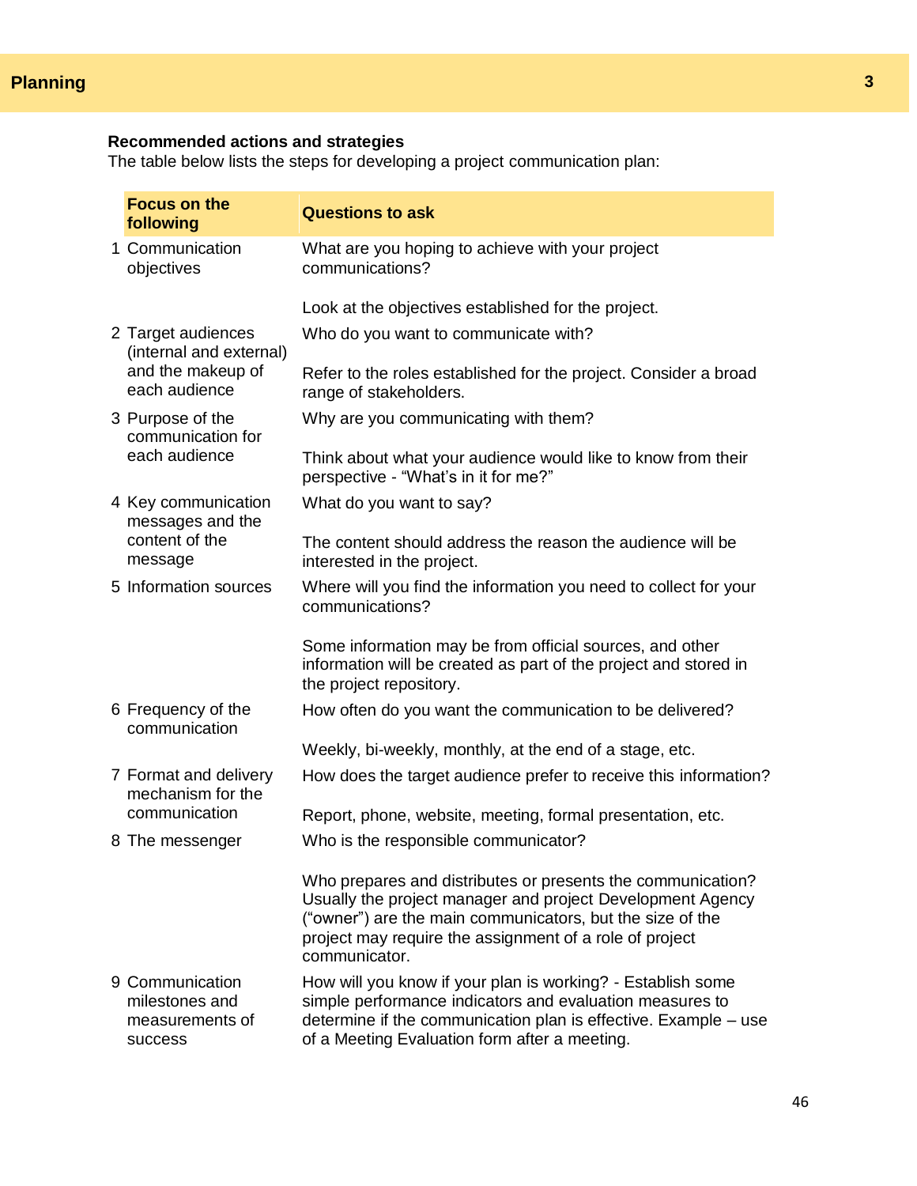**Recommended actions and strategies**

The table below lists the steps for developing a project communication plan:

| | Focus on the following | Questions to ask |
|---|---|---|
| 1 | Communication objectives | What are you hoping to achieve with your project communications?<br><br>Look at the objectives established for the project. |
| 2 | Target audiences (internal and external) and the makeup of each audience | Who do you want to communicate with?<br><br>Refer to the roles established for the project. Consider a broad range of stakeholders. |
| 3 | Purpose of the communication for each audience | Why are you communicating with them?<br><br>Think about what your audience would like to know from their perspective - “What’s in it for me?” |
| 4 | Key communication messages and the content of the message | What do you want to say?<br><br>The content should address the reason the audience will be interested in the project. |
| 5 | Information sources | Where will you find the information you need to collect for your communications?<br><br>Some information may be from official sources, and other information will be created as part of the project and stored in the project repository. |
| 6 | Frequency of the communication | How often do you want the communication to be delivered?<br><br>Weekly, bi-weekly, monthly, at the end of a stage, etc. |
| 7 | Format and delivery mechanism for the communication | How does the target audience prefer to receive this information?<br><br>Report, phone, website, meeting, formal presentation, etc. |
| 8 | The messenger | Who is the responsible communicator?<br><br>Who prepares and distributes or presents the communication? Usually the project manager and project Development Agency (“owner”) are the main communicators, but the size of the project may require the assignment of a role of project communicator. |
| 9 | Communication milestones and measurements of success | How will you know if your plan is working? - Establish some simple performance indicators and evaluation measures to determine if the communication plan is effective. Example – use of a Meeting Evaluation form after a meeting. |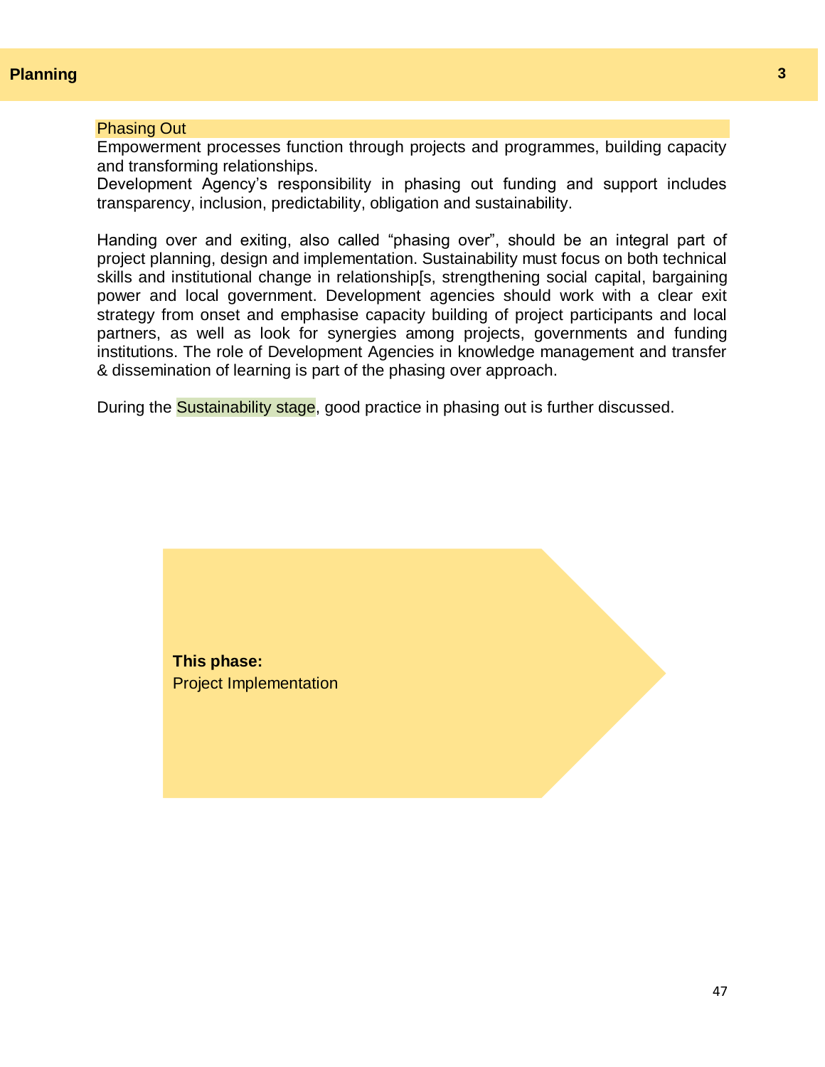### Phasing Out

Empowerment processes function through projects and programmes, building capacity and transforming relationships.
Development Agency's responsibility in phasing out funding and support includes transparency, inclusion, predictability, obligation and sustainability.

Handing over and exiting, also called "phasing over", should be an integral part of project planning, design and implementation. Sustainability must focus on both technical skills and institutional change in relationship[s, strengthening social capital, bargaining power and local government. Development agencies should work with a clear exit strategy from onset and emphasise capacity building of project participants and local partners, as well as look for synergies among projects, governments and funding institutions. The role of Development Agencies in knowledge management and transfer & dissemination of learning is part of the phasing over approach.

During the Sustainability stage, good practice in phasing out is further discussed.

**This phase:**
Project Implementation